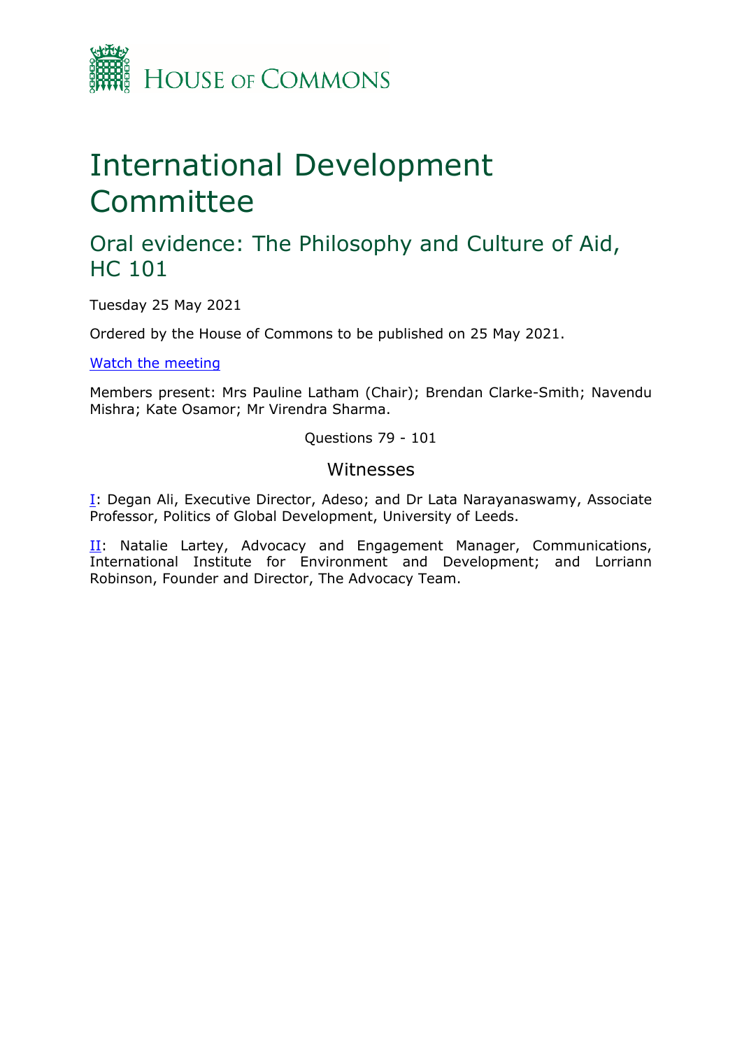HOUSE OF COMMONS

# International Development Committee

## Oral evidence: The Philosophy and Culture of Aid, HC 101

Tuesday 25 May 2021

Ordered by the House of Commons to be published on 25 May 2021.

[Watch the meeting]

Members present: Mrs Pauline Latham (Chair); Brendan Clarke-Smith; Navendu Mishra; Kate Osamor; Mr Virendra Sharma.

Questions 79 - 101

### Witnesses

[I]: Degan Ali, Executive Director, Adeso; and Dr Lata Narayanaswamy, Associate Professor, Politics of Global Development, University of Leeds.

[II]: Natalie Lartey, Advocacy and Engagement Manager, Communications, International Institute for Environment and Development; and Lorriann Robinson, Founder and Director, The Advocacy Team.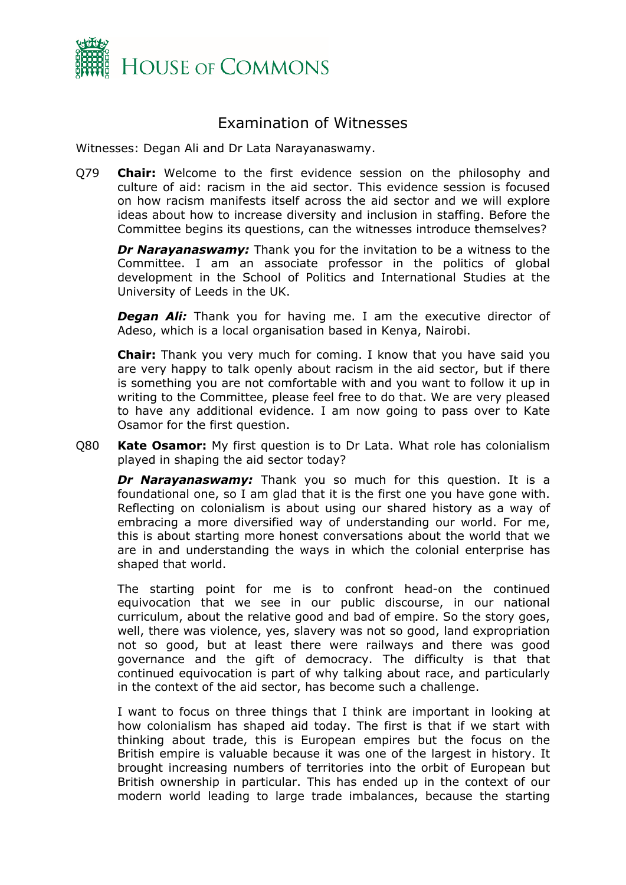# Examination of Witnesses

Witnesses: Degan Ali and Dr Lata Narayanaswamy.

Q79 **Chair:** Welcome to the first evidence session on the philosophy and culture of aid: racism in the aid sector. This evidence session is focused on how racism manifests itself across the aid sector and we will explore ideas about how to increase diversity and inclusion in staffing. Before the Committee begins its questions, can the witnesses introduce themselves?

***Dr Narayanaswamy:*** Thank you for the invitation to be a witness to the Committee. I am an associate professor in the politics of global development in the School of Politics and International Studies at the University of Leeds in the UK.

***Degan Ali:*** Thank you for having me. I am the executive director of Adeso, which is a local organisation based in Kenya, Nairobi.

**Chair:** Thank you very much for coming. I know that you have said you are very happy to talk openly about racism in the aid sector, but if there is something you are not comfortable with and you want to follow it up in writing to the Committee, please feel free to do that. We are very pleased to have any additional evidence. I am now going to pass over to Kate Osamor for the first question.

Q80 **Kate Osamor:** My first question is to Dr Lata. What role has colonialism played in shaping the aid sector today?

***Dr Narayanaswamy:*** Thank you so much for this question. It is a foundational one, so I am glad that it is the first one you have gone with. Reflecting on colonialism is about using our shared history as a way of embracing a more diversified way of understanding our world. For me, this is about starting more honest conversations about the world that we are in and understanding the ways in which the colonial enterprise has shaped that world.

The starting point for me is to confront head-on the continued equivocation that we see in our public discourse, in our national curriculum, about the relative good and bad of empire. So the story goes, well, there was violence, yes, slavery was not so good, land expropriation not so good, but at least there were railways and there was good governance and the gift of democracy. The difficulty is that that continued equivocation is part of why talking about race, and particularly in the context of the aid sector, has become such a challenge.

I want to focus on three things that I think are important in looking at how colonialism has shaped aid today. The first is that if we start with thinking about trade, this is European empires but the focus on the British empire is valuable because it was one of the largest in history. It brought increasing numbers of territories into the orbit of European but British ownership in particular. This has ended up in the context of our modern world leading to large trade imbalances, because the starting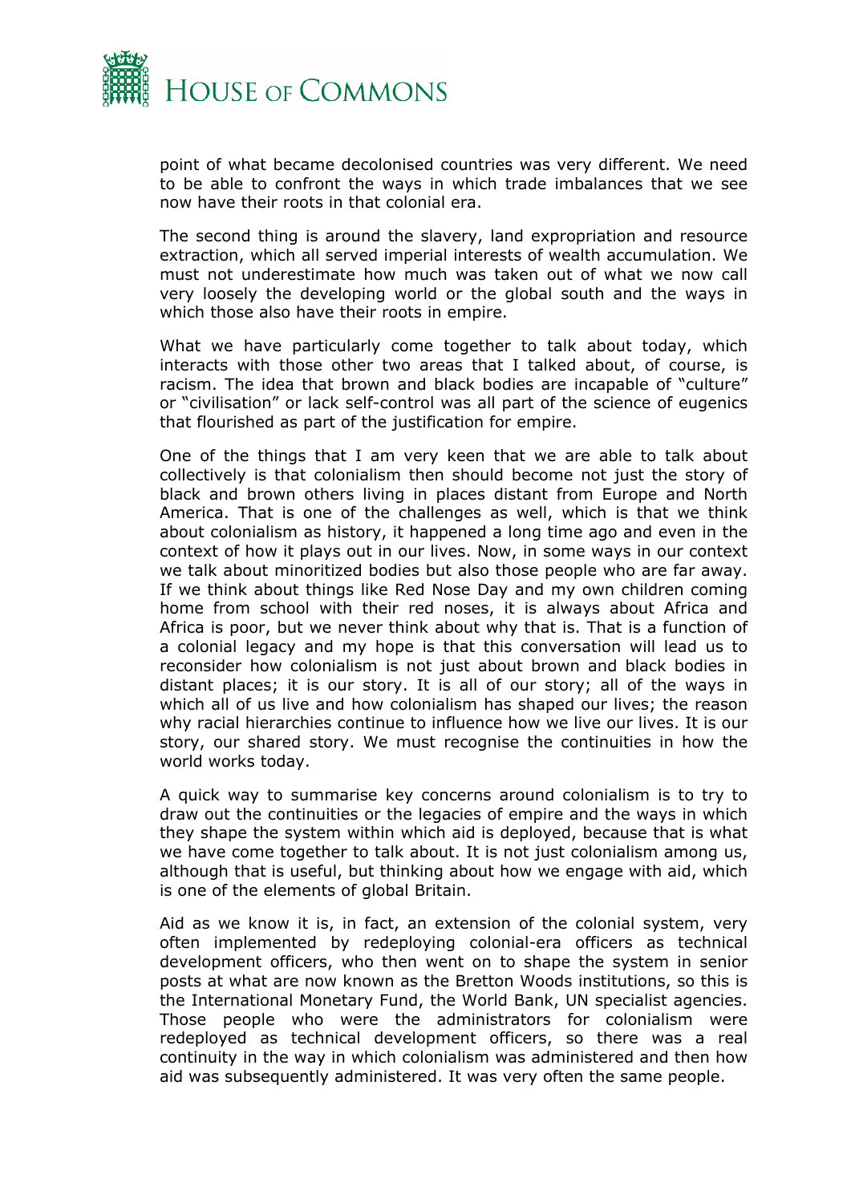point of what became decolonised countries was very different. We need to be able to confront the ways in which trade imbalances that we see now have their roots in that colonial era.

The second thing is around the slavery, land expropriation and resource extraction, which all served imperial interests of wealth accumulation. We must not underestimate how much was taken out of what we now call very loosely the developing world or the global south and the ways in which those also have their roots in empire.

What we have particularly come together to talk about today, which interacts with those other two areas that I talked about, of course, is racism. The idea that brown and black bodies are incapable of "culture" or "civilisation" or lack self-control was all part of the science of eugenics that flourished as part of the justification for empire.

One of the things that I am very keen that we are able to talk about collectively is that colonialism then should become not just the story of black and brown others living in places distant from Europe and North America. That is one of the challenges as well, which is that we think about colonialism as history, it happened a long time ago and even in the context of how it plays out in our lives. Now, in some ways in our context we talk about minoritized bodies but also those people who are far away. If we think about things like Red Nose Day and my own children coming home from school with their red noses, it is always about Africa and Africa is poor, but we never think about why that is. That is a function of a colonial legacy and my hope is that this conversation will lead us to reconsider how colonialism is not just about brown and black bodies in distant places; it is our story. It is all of our story; all of the ways in which all of us live and how colonialism has shaped our lives; the reason why racial hierarchies continue to influence how we live our lives. It is our story, our shared story. We must recognise the continuities in how the world works today.

A quick way to summarise key concerns around colonialism is to try to draw out the continuities or the legacies of empire and the ways in which they shape the system within which aid is deployed, because that is what we have come together to talk about. It is not just colonialism among us, although that is useful, but thinking about how we engage with aid, which is one of the elements of global Britain.

Aid as we know it is, in fact, an extension of the colonial system, very often implemented by redeploying colonial-era officers as technical development officers, who then went on to shape the system in senior posts at what are now known as the Bretton Woods institutions, so this is the International Monetary Fund, the World Bank, UN specialist agencies. Those people who were the administrators for colonialism were redeployed as technical development officers, so there was a real continuity in the way in which colonialism was administered and then how aid was subsequently administered. It was very often the same people.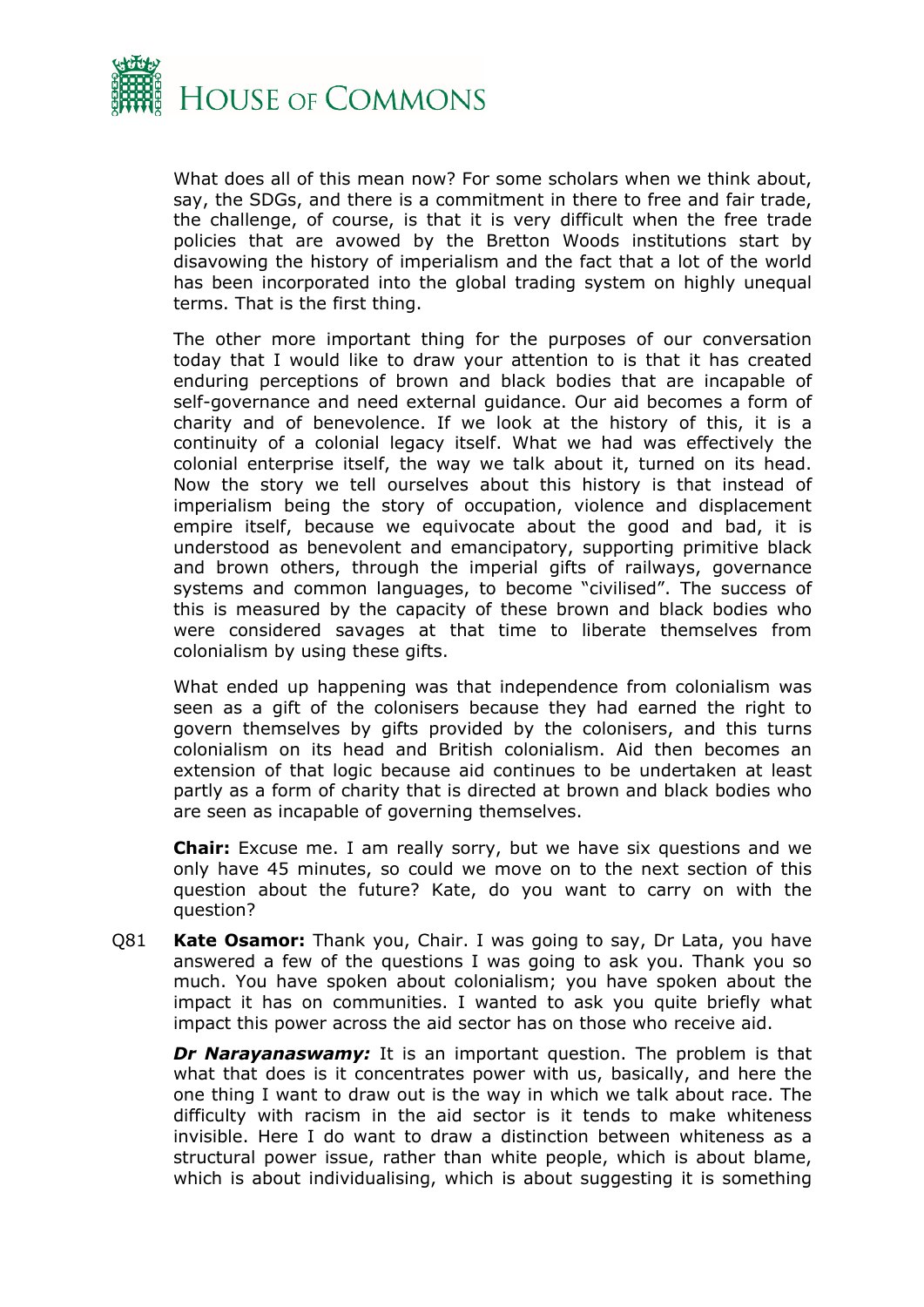What does all of this mean now? For some scholars when we think about, say, the SDGs, and there is a commitment in there to free and fair trade, the challenge, of course, is that it is very difficult when the free trade policies that are avowed by the Bretton Woods institutions start by disavowing the history of imperialism and the fact that a lot of the world has been incorporated into the global trading system on highly unequal terms. That is the first thing.

The other more important thing for the purposes of our conversation today that I would like to draw your attention to is that it has created enduring perceptions of brown and black bodies that are incapable of self-governance and need external guidance. Our aid becomes a form of charity and of benevolence. If we look at the history of this, it is a continuity of a colonial legacy itself. What we had was effectively the colonial enterprise itself, the way we talk about it, turned on its head. Now the story we tell ourselves about this history is that instead of imperialism being the story of occupation, violence and displacement empire itself, because we equivocate about the good and bad, it is understood as benevolent and emancipatory, supporting primitive black and brown others, through the imperial gifts of railways, governance systems and common languages, to become "civilised". The success of this is measured by the capacity of these brown and black bodies who were considered savages at that time to liberate themselves from colonialism by using these gifts.

What ended up happening was that independence from colonialism was seen as a gift of the colonisers because they had earned the right to govern themselves by gifts provided by the colonisers, and this turns colonialism on its head and British colonialism. Aid then becomes an extension of that logic because aid continues to be undertaken at least partly as a form of charity that is directed at brown and black bodies who are seen as incapable of governing themselves.

**Chair:** Excuse me. I am really sorry, but we have six questions and we only have 45 minutes, so could we move on to the next section of this question about the future? Kate, do you want to carry on with the question?

Q81 **Kate Osamor:** Thank you, Chair. I was going to say, Dr Lata, you have answered a few of the questions I was going to ask you. Thank you so much. You have spoken about colonialism; you have spoken about the impact it has on communities. I wanted to ask you quite briefly what impact this power across the aid sector has on those who receive aid.

***Dr Narayanaswamy:*** It is an important question. The problem is that what that does is it concentrates power with us, basically, and here the one thing I want to draw out is the way in which we talk about race. The difficulty with racism in the aid sector is it tends to make whiteness invisible. Here I do want to draw a distinction between whiteness as a structural power issue, rather than white people, which is about blame, which is about individualising, which is about suggesting it is something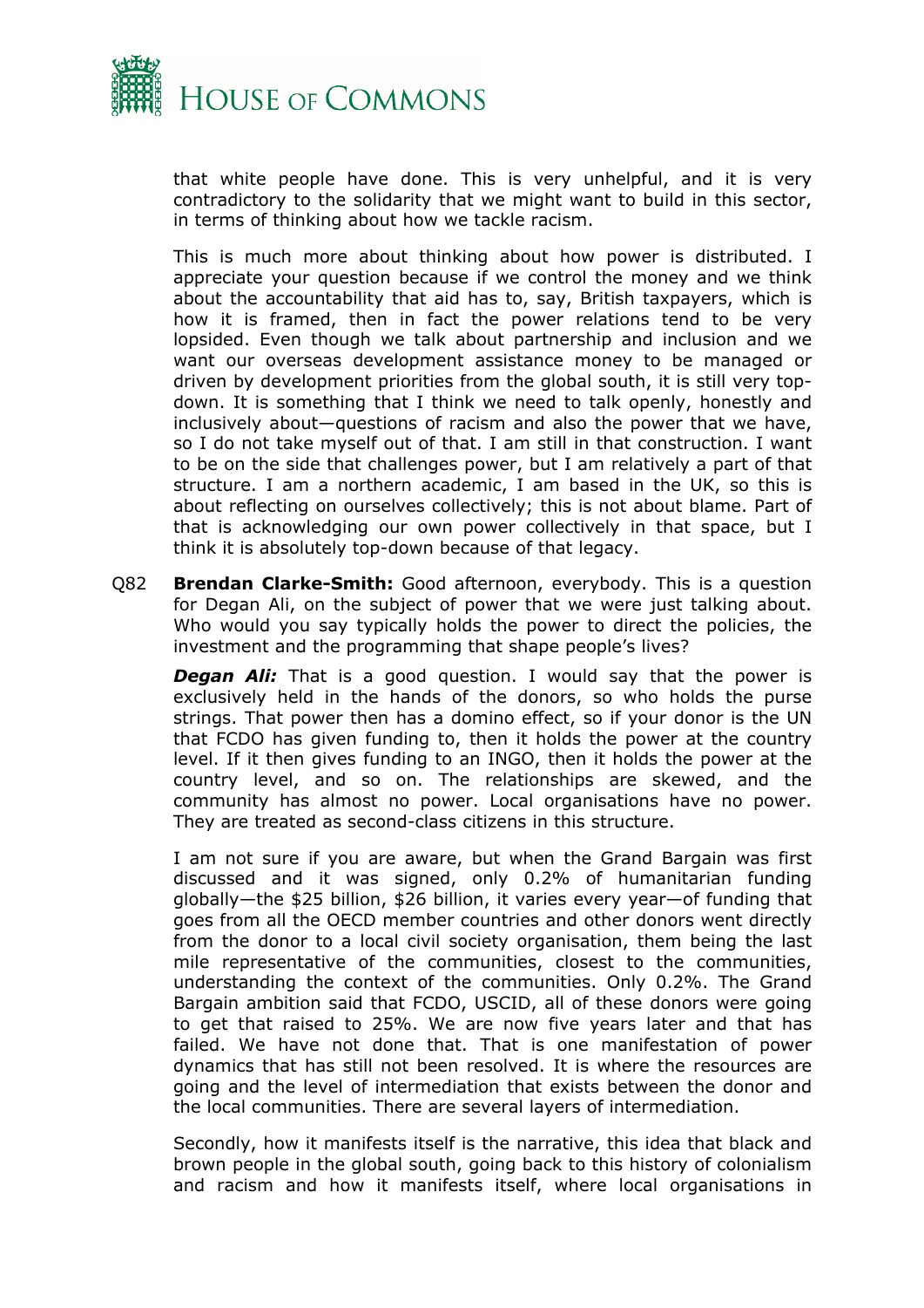that white people have done. This is very unhelpful, and it is very contradictory to the solidarity that we might want to build in this sector, in terms of thinking about how we tackle racism.

This is much more about thinking about how power is distributed. I appreciate your question because if we control the money and we think about the accountability that aid has to, say, British taxpayers, which is how it is framed, then in fact the power relations tend to be very lopsided. Even though we talk about partnership and inclusion and we want our overseas development assistance money to be managed or driven by development priorities from the global south, it is still very top-down. It is something that I think we need to talk openly, honestly and inclusively about—questions of racism and also the power that we have, so I do not take myself out of that. I am still in that construction. I want to be on the side that challenges power, but I am relatively a part of that structure. I am a northern academic, I am based in the UK, so this is about reflecting on ourselves collectively; this is not about blame. Part of that is acknowledging our own power collectively in that space, but I think it is absolutely top-down because of that legacy.

Q82 **Brendan Clarke-Smith:** Good afternoon, everybody. This is a question for Degan Ali, on the subject of power that we were just talking about. Who would you say typically holds the power to direct the policies, the investment and the programming that shape people's lives?

***Degan Ali:*** That is a good question. I would say that the power is exclusively held in the hands of the donors, so who holds the purse strings. That power then has a domino effect, so if your donor is the UN that FCDO has given funding to, then it holds the power at the country level. If it then gives funding to an INGO, then it holds the power at the country level, and so on. The relationships are skewed, and the community has almost no power. Local organisations have no power. They are treated as second-class citizens in this structure.

I am not sure if you are aware, but when the Grand Bargain was first discussed and it was signed, only 0.2% of humanitarian funding globally—the $25 billion, $26 billion, it varies every year—of funding that goes from all the OECD member countries and other donors went directly from the donor to a local civil society organisation, them being the last mile representative of the communities, closest to the communities, understanding the context of the communities. Only 0.2%. The Grand Bargain ambition said that FCDO, USCID, all of these donors were going to get that raised to 25%. We are now five years later and that has failed. We have not done that. That is one manifestation of power dynamics that has still not been resolved. It is where the resources are going and the level of intermediation that exists between the donor and the local communities. There are several layers of intermediation.

Secondly, how it manifests itself is the narrative, this idea that black and brown people in the global south, going back to this history of colonialism and racism and how it manifests itself, where local organisations in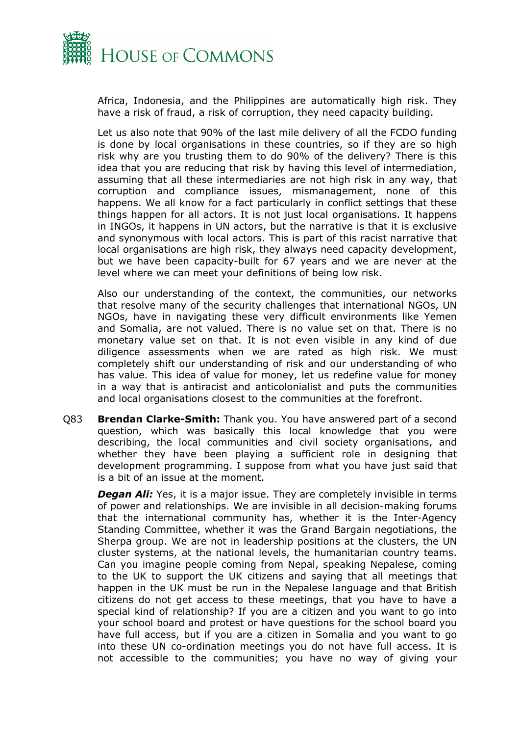Africa, Indonesia, and the Philippines are automatically high risk. They have a risk of fraud, a risk of corruption, they need capacity building.

Let us also note that 90% of the last mile delivery of all the FCDO funding is done by local organisations in these countries, so if they are so high risk why are you trusting them to do 90% of the delivery? There is this idea that you are reducing that risk by having this level of intermediation, assuming that all these intermediaries are not high risk in any way, that corruption and compliance issues, mismanagement, none of this happens. We all know for a fact particularly in conflict settings that these things happen for all actors. It is not just local organisations. It happens in INGOs, it happens in UN actors, but the narrative is that it is exclusive and synonymous with local actors. This is part of this racist narrative that local organisations are high risk, they always need capacity development, but we have been capacity-built for 67 years and we are never at the level where we can meet your definitions of being low risk.

Also our understanding of the context, the communities, our networks that resolve many of the security challenges that international NGOs, UN NGOs, have in navigating these very difficult environments like Yemen and Somalia, are not valued. There is no value set on that. There is no monetary value set on that. It is not even visible in any kind of due diligence assessments when we are rated as high risk. We must completely shift our understanding of risk and our understanding of who has value. This idea of value for money, let us redefine value for money in a way that is antiracist and anticolonialist and puts the communities and local organisations closest to the communities at the forefront.

Q83 **Brendan Clarke-Smith:** Thank you. You have answered part of a second question, which was basically this local knowledge that you were describing, the local communities and civil society organisations, and whether they have been playing a sufficient role in designing that development programming. I suppose from what you have just said that is a bit of an issue at the moment.

***Degan Ali:*** Yes, it is a major issue. They are completely invisible in terms of power and relationships. We are invisible in all decision-making forums that the international community has, whether it is the Inter-Agency Standing Committee, whether it was the Grand Bargain negotiations, the Sherpa group. We are not in leadership positions at the clusters, the UN cluster systems, at the national levels, the humanitarian country teams. Can you imagine people coming from Nepal, speaking Nepalese, coming to the UK to support the UK citizens and saying that all meetings that happen in the UK must be run in the Nepalese language and that British citizens do not get access to these meetings, that you have to have a special kind of relationship? If you are a citizen and you want to go into your school board and protest or have questions for the school board you have full access, but if you are a citizen in Somalia and you want to go into these UN co-ordination meetings you do not have full access. It is not accessible to the communities; you have no way of giving your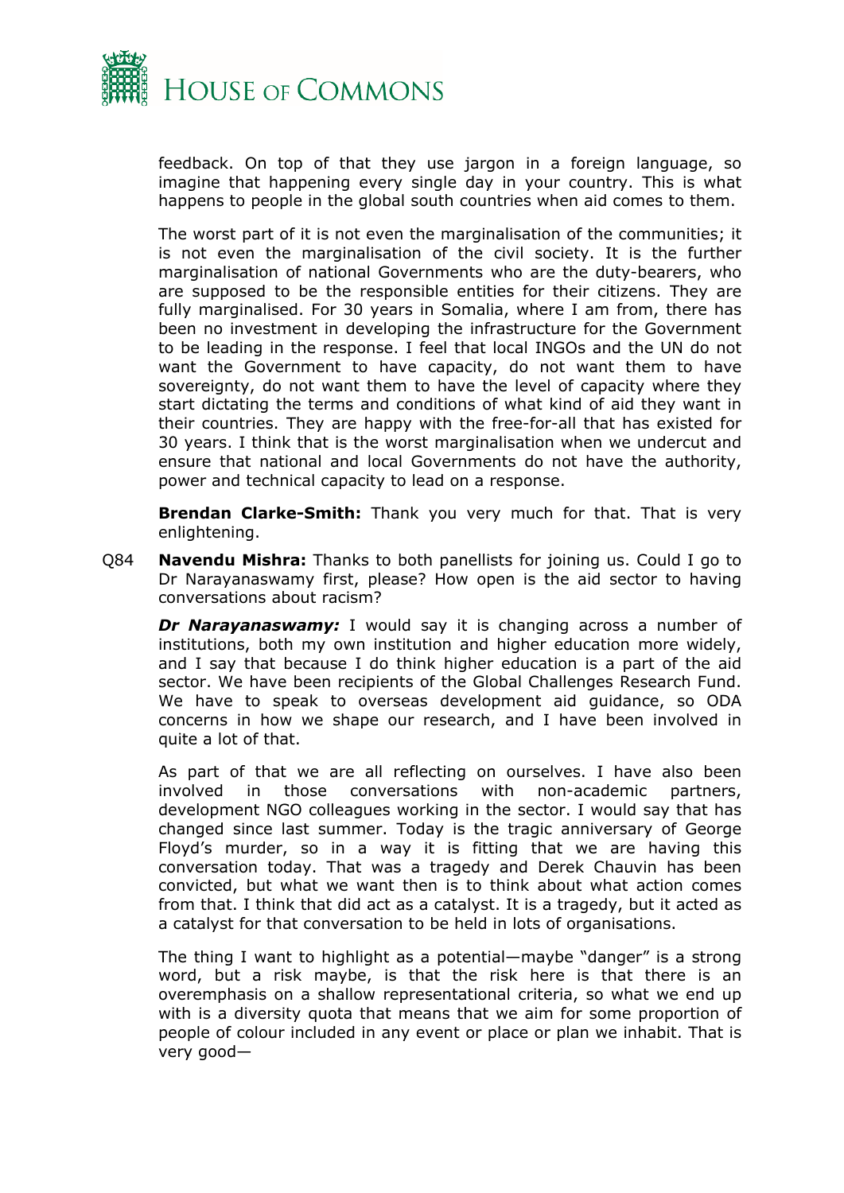feedback. On top of that they use jargon in a foreign language, so imagine that happening every single day in your country. This is what happens to people in the global south countries when aid comes to them.

The worst part of it is not even the marginalisation of the communities; it is not even the marginalisation of the civil society. It is the further marginalisation of national Governments who are the duty-bearers, who are supposed to be the responsible entities for their citizens. They are fully marginalised. For 30 years in Somalia, where I am from, there has been no investment in developing the infrastructure for the Government to be leading in the response. I feel that local INGOs and the UN do not want the Government to have capacity, do not want them to have sovereignty, do not want them to have the level of capacity where they start dictating the terms and conditions of what kind of aid they want in their countries. They are happy with the free-for-all that has existed for 30 years. I think that is the worst marginalisation when we undercut and ensure that national and local Governments do not have the authority, power and technical capacity to lead on a response.

**Brendan Clarke-Smith:** Thank you very much for that. That is very enlightening.

Q84 **Navendu Mishra:** Thanks to both panellists for joining us. Could I go to Dr Narayanaswamy first, please? How open is the aid sector to having conversations about racism?

***Dr Narayanaswamy:*** I would say it is changing across a number of institutions, both my own institution and higher education more widely, and I say that because I do think higher education is a part of the aid sector. We have been recipients of the Global Challenges Research Fund. We have to speak to overseas development aid guidance, so ODA concerns in how we shape our research, and I have been involved in quite a lot of that.

As part of that we are all reflecting on ourselves. I have also been involved in those conversations with non-academic partners, development NGO colleagues working in the sector. I would say that has changed since last summer. Today is the tragic anniversary of George Floyd's murder, so in a way it is fitting that we are having this conversation today. That was a tragedy and Derek Chauvin has been convicted, but what we want then is to think about what action comes from that. I think that did act as a catalyst. It is a tragedy, but it acted as a catalyst for that conversation to be held in lots of organisations.

The thing I want to highlight as a potential—maybe "danger" is a strong word, but a risk maybe, is that the risk here is that there is an overemphasis on a shallow representational criteria, so what we end up with is a diversity quota that means that we aim for some proportion of people of colour included in any event or place or plan we inhabit. That is very good—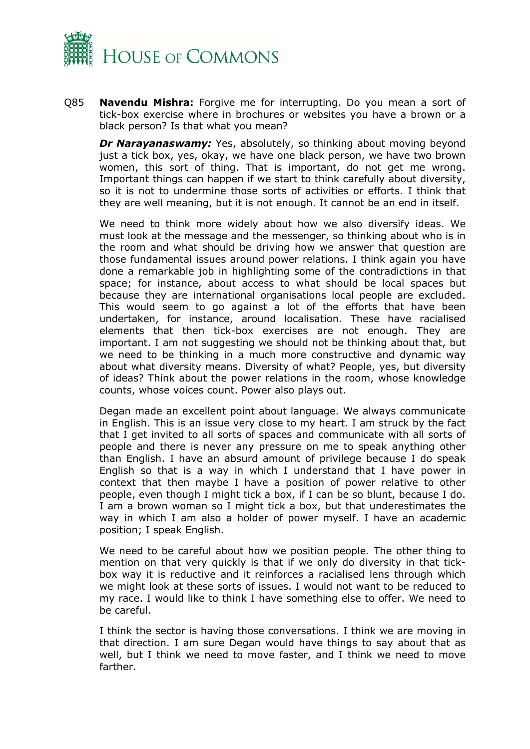Q85 **Navendu Mishra:** Forgive me for interrupting. Do you mean a sort of tick-box exercise where in brochures or websites you have a brown or a black person? Is that what you mean?

***Dr Narayanaswamy:*** Yes, absolutely, so thinking about moving beyond just a tick box, yes, okay, we have one black person, we have two brown women, this sort of thing. That is important, do not get me wrong. Important things can happen if we start to think carefully about diversity, so it is not to undermine those sorts of activities or efforts. I think that they are well meaning, but it is not enough. It cannot be an end in itself.

We need to think more widely about how we also diversify ideas. We must look at the message and the messenger, so thinking about who is in the room and what should be driving how we answer that question are those fundamental issues around power relations. I think again you have done a remarkable job in highlighting some of the contradictions in that space; for instance, about access to what should be local spaces but because they are international organisations local people are excluded. This would seem to go against a lot of the efforts that have been undertaken, for instance, around localisation. These have racialised elements that then tick-box exercises are not enough. They are important. I am not suggesting we should not be thinking about that, but we need to be thinking in a much more constructive and dynamic way about what diversity means. Diversity of what? People, yes, but diversity of ideas? Think about the power relations in the room, whose knowledge counts, whose voices count. Power also plays out.

Degan made an excellent point about language. We always communicate in English. This is an issue very close to my heart. I am struck by the fact that I get invited to all sorts of spaces and communicate with all sorts of people and there is never any pressure on me to speak anything other than English. I have an absurd amount of privilege because I do speak English so that is a way in which I understand that I have power in context that then maybe I have a position of power relative to other people, even though I might tick a box, if I can be so blunt, because I do. I am a brown woman so I might tick a box, but that underestimates the way in which I am also a holder of power myself. I have an academic position; I speak English.

We need to be careful about how we position people. The other thing to mention on that very quickly is that if we only do diversity in that tick-box way it is reductive and it reinforces a racialised lens through which we might look at these sorts of issues. I would not want to be reduced to my race. I would like to think I have something else to offer. We need to be careful.

I think the sector is having those conversations. I think we are moving in that direction. I am sure Degan would have things to say about that as well, but I think we need to move faster, and I think we need to move farther.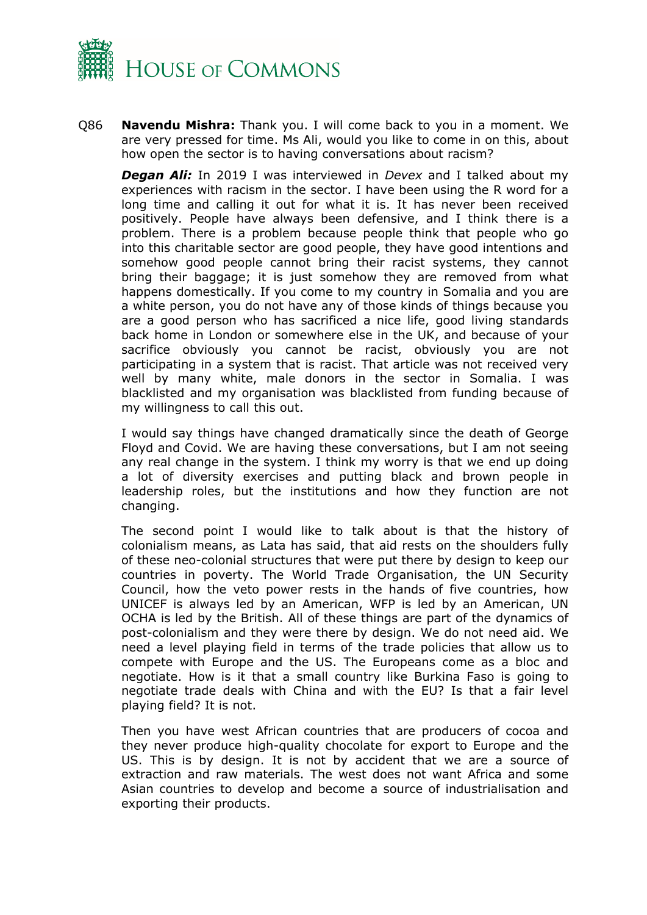Q86 **Navendu Mishra:** Thank you. I will come back to you in a moment. We are very pressed for time. Ms Ali, would you like to come in on this, about how open the sector is to having conversations about racism?

***Degan Ali:*** In 2019 I was interviewed in *Devex* and I talked about my experiences with racism in the sector. I have been using the R word for a long time and calling it out for what it is. It has never been received positively. People have always been defensive, and I think there is a problem. There is a problem because people think that people who go into this charitable sector are good people, they have good intentions and somehow good people cannot bring their racist systems, they cannot bring their baggage; it is just somehow they are removed from what happens domestically. If you come to my country in Somalia and you are a white person, you do not have any of those kinds of things because you are a good person who has sacrificed a nice life, good living standards back home in London or somewhere else in the UK, and because of your sacrifice obviously you cannot be racist, obviously you are not participating in a system that is racist. That article was not received very well by many white, male donors in the sector in Somalia. I was blacklisted and my organisation was blacklisted from funding because of my willingness to call this out.

I would say things have changed dramatically since the death of George Floyd and Covid. We are having these conversations, but I am not seeing any real change in the system. I think my worry is that we end up doing a lot of diversity exercises and putting black and brown people in leadership roles, but the institutions and how they function are not changing.

The second point I would like to talk about is that the history of colonialism means, as Lata has said, that aid rests on the shoulders fully of these neo-colonial structures that were put there by design to keep our countries in poverty. The World Trade Organisation, the UN Security Council, how the veto power rests in the hands of five countries, how UNICEF is always led by an American, WFP is led by an American, UN OCHA is led by the British. All of these things are part of the dynamics of post-colonialism and they were there by design. We do not need aid. We need a level playing field in terms of the trade policies that allow us to compete with Europe and the US. The Europeans come as a bloc and negotiate. How is it that a small country like Burkina Faso is going to negotiate trade deals with China and with the EU? Is that a fair level playing field? It is not.

Then you have west African countries that are producers of cocoa and they never produce high-quality chocolate for export to Europe and the US. This is by design. It is not by accident that we are a source of extraction and raw materials. The west does not want Africa and some Asian countries to develop and become a source of industrialisation and exporting their products.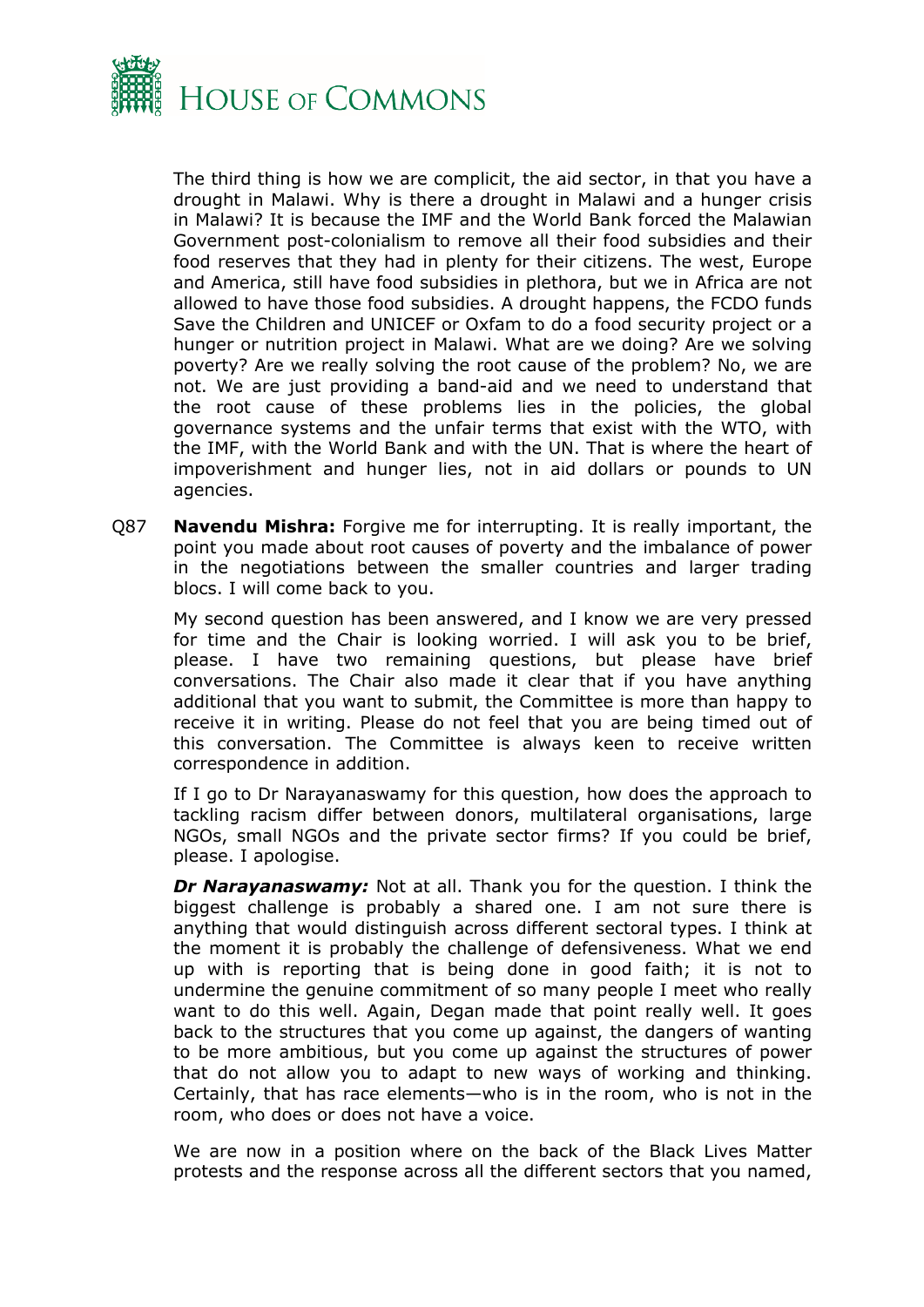The third thing is how we are complicit, the aid sector, in that you have a drought in Malawi. Why is there a drought in Malawi and a hunger crisis in Malawi? It is because the IMF and the World Bank forced the Malawian Government post-colonialism to remove all their food subsidies and their food reserves that they had in plenty for their citizens. The west, Europe and America, still have food subsidies in plethora, but we in Africa are not allowed to have those food subsidies. A drought happens, the FCDO funds Save the Children and UNICEF or Oxfam to do a food security project or a hunger or nutrition project in Malawi. What are we doing? Are we solving poverty? Are we really solving the root cause of the problem? No, we are not. We are just providing a band-aid and we need to understand that the root cause of these problems lies in the policies, the global governance systems and the unfair terms that exist with the WTO, with the IMF, with the World Bank and with the UN. That is where the heart of impoverishment and hunger lies, not in aid dollars or pounds to UN agencies.

Q87 **Navendu Mishra:** Forgive me for interrupting. It is really important, the point you made about root causes of poverty and the imbalance of power in the negotiations between the smaller countries and larger trading blocs. I will come back to you.

My second question has been answered, and I know we are very pressed for time and the Chair is looking worried. I will ask you to be brief, please. I have two remaining questions, but please have brief conversations. The Chair also made it clear that if you have anything additional that you want to submit, the Committee is more than happy to receive it in writing. Please do not feel that you are being timed out of this conversation. The Committee is always keen to receive written correspondence in addition.

If I go to Dr Narayanaswamy for this question, how does the approach to tackling racism differ between donors, multilateral organisations, large NGOs, small NGOs and the private sector firms? If you could be brief, please. I apologise.

***Dr Narayanaswamy:*** Not at all. Thank you for the question. I think the biggest challenge is probably a shared one. I am not sure there is anything that would distinguish across different sectoral types. I think at the moment it is probably the challenge of defensiveness. What we end up with is reporting that is being done in good faith; it is not to undermine the genuine commitment of so many people I meet who really want to do this well. Again, Degan made that point really well. It goes back to the structures that you come up against, the dangers of wanting to be more ambitious, but you come up against the structures of power that do not allow you to adapt to new ways of working and thinking. Certainly, that has race elements—who is in the room, who is not in the room, who does or does not have a voice.

We are now in a position where on the back of the Black Lives Matter protests and the response across all the different sectors that you named,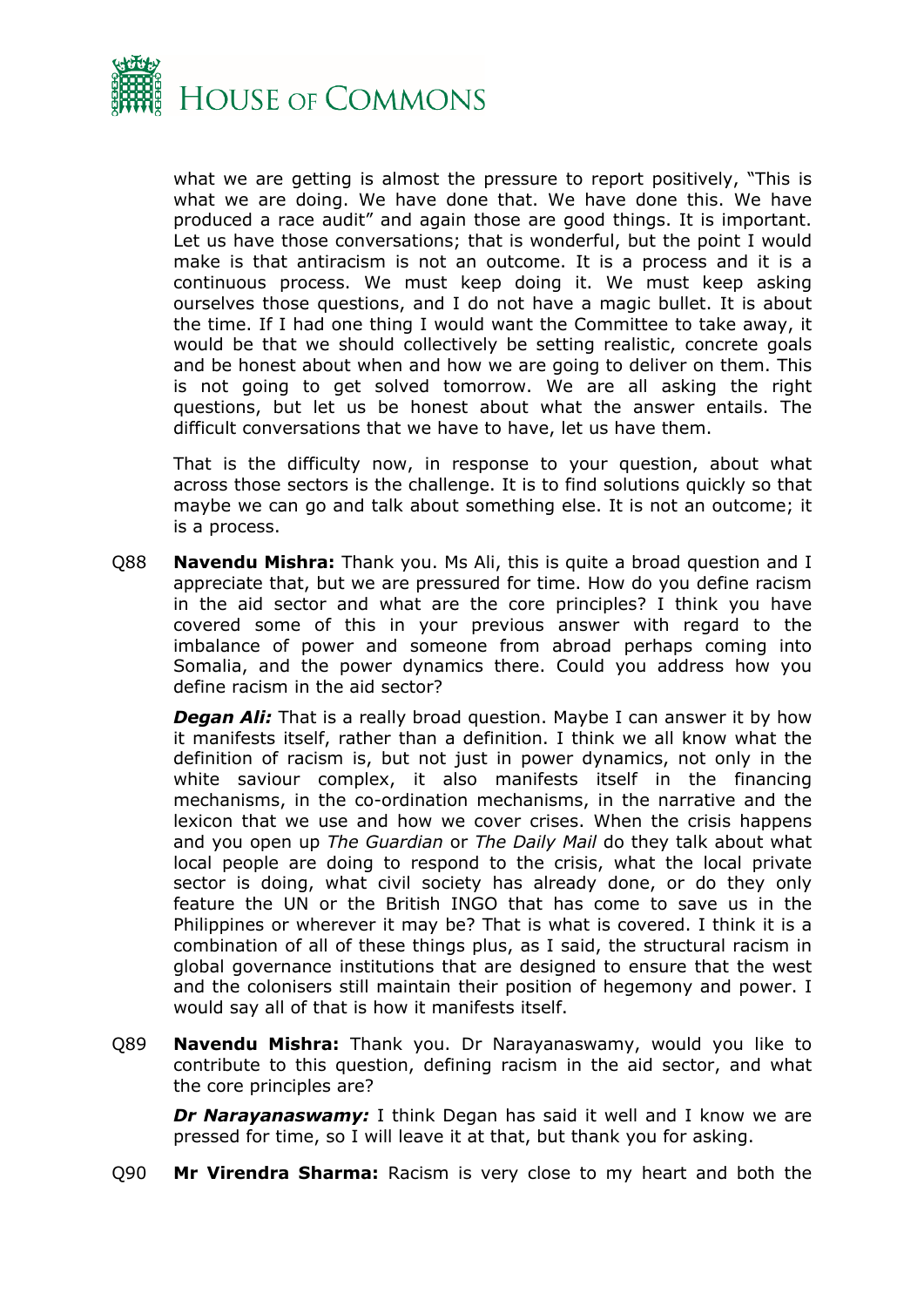what we are getting is almost the pressure to report positively, "This is what we are doing. We have done that. We have done this. We have produced a race audit" and again those are good things. It is important. Let us have those conversations; that is wonderful, but the point I would make is that antiracism is not an outcome. It is a process and it is a continuous process. We must keep doing it. We must keep asking ourselves those questions, and I do not have a magic bullet. It is about the time. If I had one thing I would want the Committee to take away, it would be that we should collectively be setting realistic, concrete goals and be honest about when and how we are going to deliver on them. This is not going to get solved tomorrow. We are all asking the right questions, but let us be honest about what the answer entails. The difficult conversations that we have to have, let us have them.

That is the difficulty now, in response to your question, about what across those sectors is the challenge. It is to find solutions quickly so that maybe we can go and talk about something else. It is not an outcome; it is a process.

Q88 **Navendu Mishra:** Thank you. Ms Ali, this is quite a broad question and I appreciate that, but we are pressured for time. How do you define racism in the aid sector and what are the core principles? I think you have covered some of this in your previous answer with regard to the imbalance of power and someone from abroad perhaps coming into Somalia, and the power dynamics there. Could you address how you define racism in the aid sector?

***Degan Ali:*** That is a really broad question. Maybe I can answer it by how it manifests itself, rather than a definition. I think we all know what the definition of racism is, but not just in power dynamics, not only in the white saviour complex, it also manifests itself in the financing mechanisms, in the co-ordination mechanisms, in the narrative and the lexicon that we use and how we cover crises. When the crisis happens and you open up *The Guardian* or *The Daily Mail* do they talk about what local people are doing to respond to the crisis, what the local private sector is doing, what civil society has already done, or do they only feature the UN or the British INGO that has come to save us in the Philippines or wherever it may be? That is what is covered. I think it is a combination of all of these things plus, as I said, the structural racism in global governance institutions that are designed to ensure that the west and the colonisers still maintain their position of hegemony and power. I would say all of that is how it manifests itself.

Q89 **Navendu Mishra:** Thank you. Dr Narayanaswamy, would you like to contribute to this question, defining racism in the aid sector, and what the core principles are?

***Dr Narayanaswamy:*** I think Degan has said it well and I know we are pressed for time, so I will leave it at that, but thank you for asking.

Q90 **Mr Virendra Sharma:** Racism is very close to my heart and both the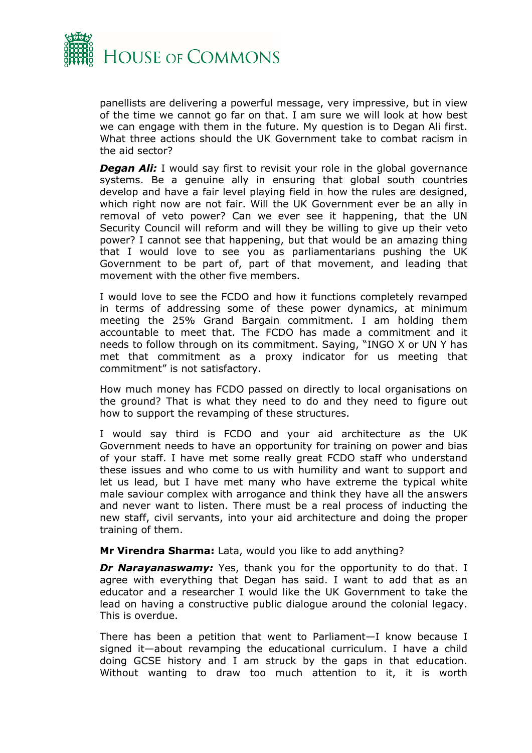panellists are delivering a powerful message, very impressive, but in view of the time we cannot go far on that. I am sure we will look at how best we can engage with them in the future. My question is to Degan Ali first. What three actions should the UK Government take to combat racism in the aid sector?

***Degan Ali:*** I would say first to revisit your role in the global governance systems. Be a genuine ally in ensuring that global south countries develop and have a fair level playing field in how the rules are designed, which right now are not fair. Will the UK Government ever be an ally in removal of veto power? Can we ever see it happening, that the UN Security Council will reform and will they be willing to give up their veto power? I cannot see that happening, but that would be an amazing thing that I would love to see you as parliamentarians pushing the UK Government to be part of, part of that movement, and leading that movement with the other five members.

I would love to see the FCDO and how it functions completely revamped in terms of addressing some of these power dynamics, at minimum meeting the 25% Grand Bargain commitment. I am holding them accountable to meet that. The FCDO has made a commitment and it needs to follow through on its commitment. Saying, "INGO X or UN Y has met that commitment as a proxy indicator for us meeting that commitment" is not satisfactory.

How much money has FCDO passed on directly to local organisations on the ground? That is what they need to do and they need to figure out how to support the revamping of these structures.

I would say third is FCDO and your aid architecture as the UK Government needs to have an opportunity for training on power and bias of your staff. I have met some really great FCDO staff who understand these issues and who come to us with humility and want to support and let us lead, but I have met many who have extreme the typical white male saviour complex with arrogance and think they have all the answers and never want to listen. There must be a real process of inducting the new staff, civil servants, into your aid architecture and doing the proper training of them.

**Mr Virendra Sharma:** Lata, would you like to add anything?

***Dr Narayanaswamy:*** Yes, thank you for the opportunity to do that. I agree with everything that Degan has said. I want to add that as an educator and a researcher I would like the UK Government to take the lead on having a constructive public dialogue around the colonial legacy. This is overdue.

There has been a petition that went to Parliament—I know because I signed it—about revamping the educational curriculum. I have a child doing GCSE history and I am struck by the gaps in that education. Without wanting to draw too much attention to it, it is worth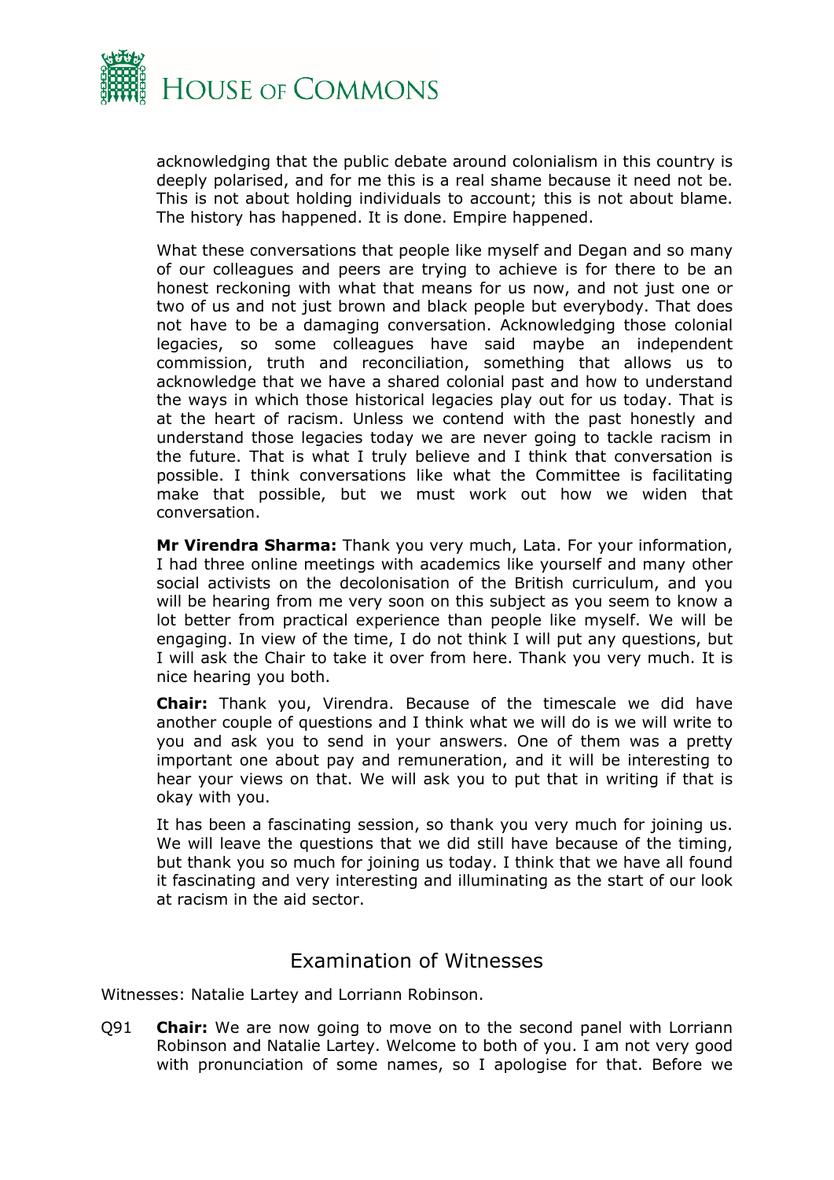acknowledging that the public debate around colonialism in this country is deeply polarised, and for me this is a real shame because it need not be. This is not about holding individuals to account; this is not about blame. The history has happened. It is done. Empire happened.

What these conversations that people like myself and Degan and so many of our colleagues and peers are trying to achieve is for there to be an honest reckoning with what that means for us now, and not just one or two of us and not just brown and black people but everybody. That does not have to be a damaging conversation. Acknowledging those colonial legacies, so some colleagues have said maybe an independent commission, truth and reconciliation, something that allows us to acknowledge that we have a shared colonial past and how to understand the ways in which those historical legacies play out for us today. That is at the heart of racism. Unless we contend with the past honestly and understand those legacies today we are never going to tackle racism in the future. That is what I truly believe and I think that conversation is possible. I think conversations like what the Committee is facilitating make that possible, but we must work out how we widen that conversation.

**Mr Virendra Sharma:** Thank you very much, Lata. For your information, I had three online meetings with academics like yourself and many other social activists on the decolonisation of the British curriculum, and you will be hearing from me very soon on this subject as you seem to know a lot better from practical experience than people like myself. We will be engaging. In view of the time, I do not think I will put any questions, but I will ask the Chair to take it over from here. Thank you very much. It is nice hearing you both.

**Chair:** Thank you, Virendra. Because of the timescale we did have another couple of questions and I think what we will do is we will write to you and ask you to send in your answers. One of them was a pretty important one about pay and remuneration, and it will be interesting to hear your views on that. We will ask you to put that in writing if that is okay with you.

It has been a fascinating session, so thank you very much for joining us. We will leave the questions that we did still have because of the timing, but thank you so much for joining us today. I think that we have all found it fascinating and very interesting and illuminating as the start of our look at racism in the aid sector.

## Examination of Witnesses

Witnesses: Natalie Lartey and Lorriann Robinson.

Q91 **Chair:** We are now going to move on to the second panel with Lorriann Robinson and Natalie Lartey. Welcome to both of you. I am not very good with pronunciation of some names, so I apologise for that. Before we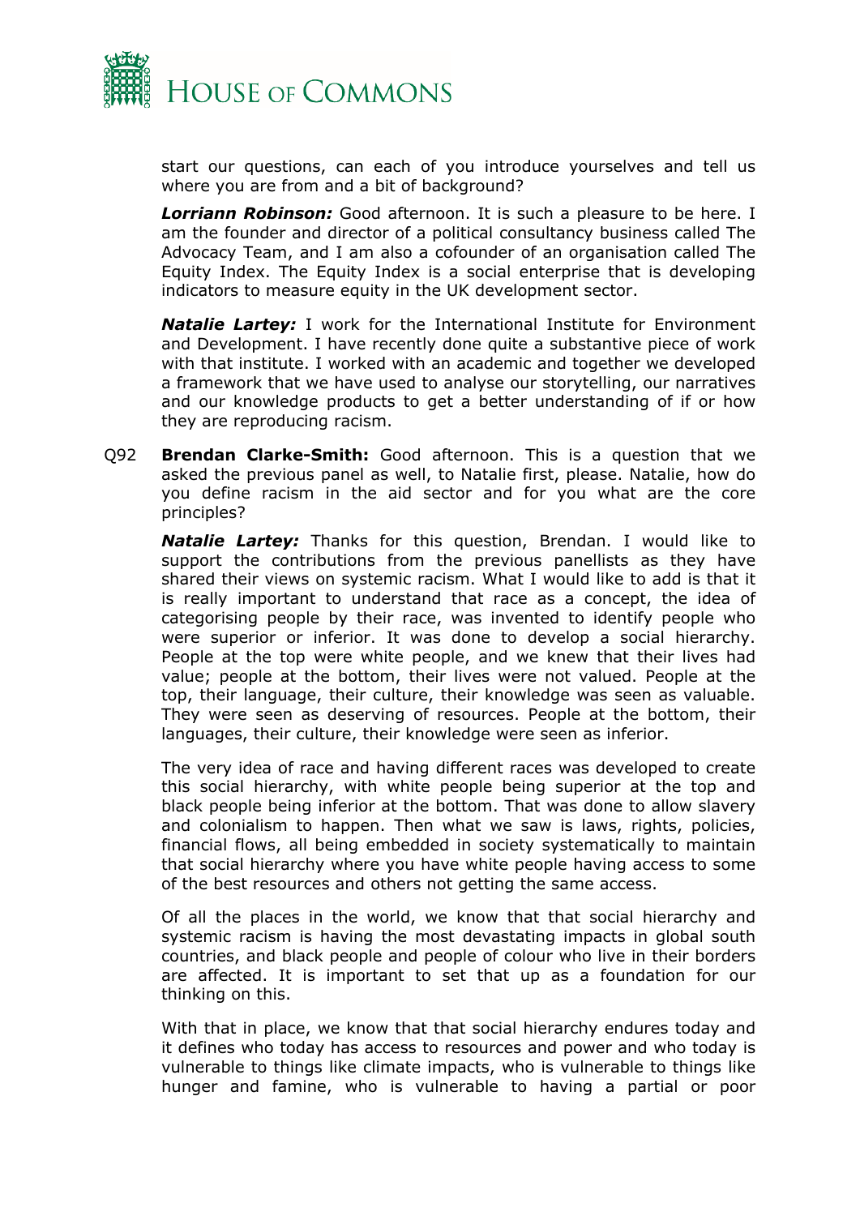start our questions, can each of you introduce yourselves and tell us where you are from and a bit of background?

***Lorriann Robinson:*** Good afternoon. It is such a pleasure to be here. I am the founder and director of a political consultancy business called The Advocacy Team, and I am also a cofounder of an organisation called The Equity Index. The Equity Index is a social enterprise that is developing indicators to measure equity in the UK development sector.

***Natalie Lartey:*** I work for the International Institute for Environment and Development. I have recently done quite a substantive piece of work with that institute. I worked with an academic and together we developed a framework that we have used to analyse our storytelling, our narratives and our knowledge products to get a better understanding of if or how they are reproducing racism.

Q92 **Brendan Clarke-Smith:** Good afternoon. This is a question that we asked the previous panel as well, to Natalie first, please. Natalie, how do you define racism in the aid sector and for you what are the core principles?

***Natalie Lartey:*** Thanks for this question, Brendan. I would like to support the contributions from the previous panellists as they have shared their views on systemic racism. What I would like to add is that it is really important to understand that race as a concept, the idea of categorising people by their race, was invented to identify people who were superior or inferior. It was done to develop a social hierarchy. People at the top were white people, and we knew that their lives had value; people at the bottom, their lives were not valued. People at the top, their language, their culture, their knowledge was seen as valuable. They were seen as deserving of resources. People at the bottom, their languages, their culture, their knowledge were seen as inferior.

The very idea of race and having different races was developed to create this social hierarchy, with white people being superior at the top and black people being inferior at the bottom. That was done to allow slavery and colonialism to happen. Then what we saw is laws, rights, policies, financial flows, all being embedded in society systematically to maintain that social hierarchy where you have white people having access to some of the best resources and others not getting the same access.

Of all the places in the world, we know that that social hierarchy and systemic racism is having the most devastating impacts in global south countries, and black people and people of colour who live in their borders are affected. It is important to set that up as a foundation for our thinking on this.

With that in place, we know that that social hierarchy endures today and it defines who today has access to resources and power and who today is vulnerable to things like climate impacts, who is vulnerable to things like hunger and famine, who is vulnerable to having a partial or poor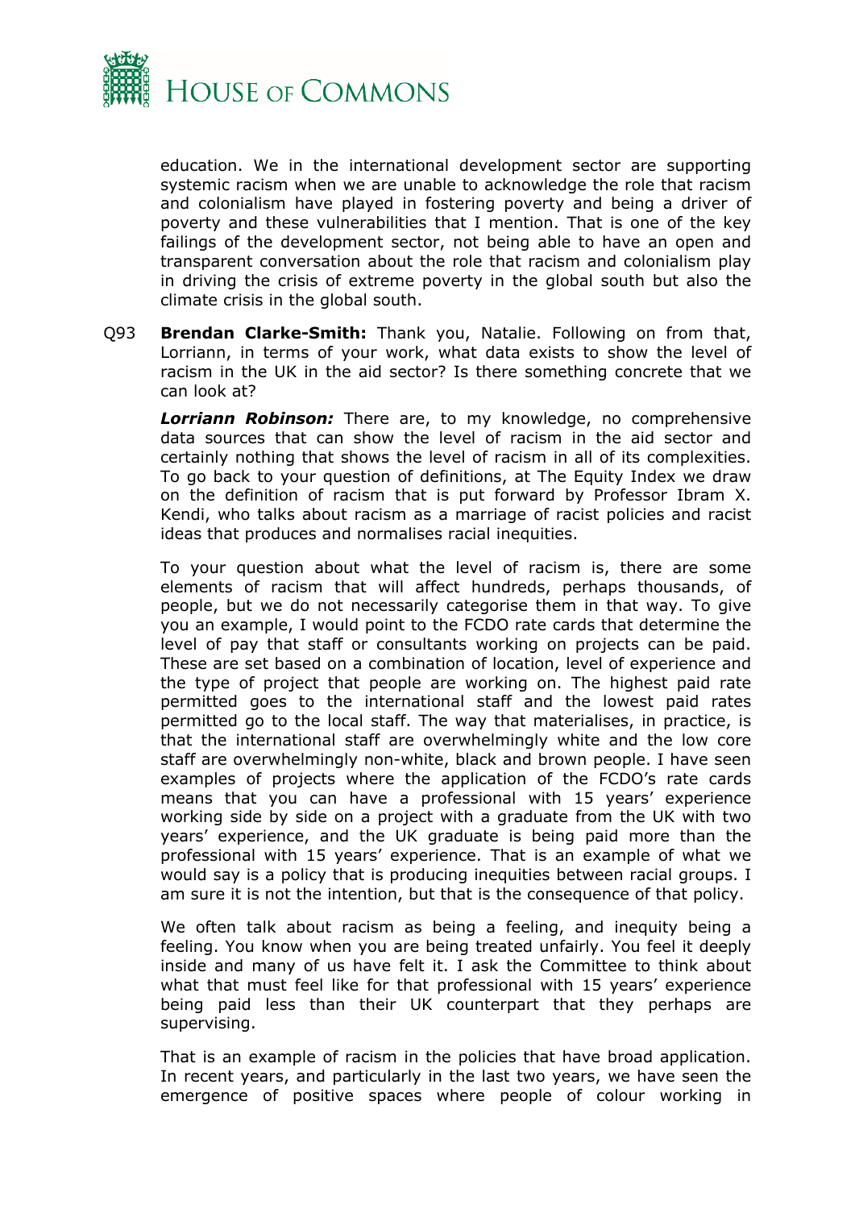education. We in the international development sector are supporting systemic racism when we are unable to acknowledge the role that racism and colonialism have played in fostering poverty and being a driver of poverty and these vulnerabilities that I mention. That is one of the key failings of the development sector, not being able to have an open and transparent conversation about the role that racism and colonialism play in driving the crisis of extreme poverty in the global south but also the climate crisis in the global south.

Q93 **Brendan Clarke-Smith:** Thank you, Natalie. Following on from that, Lorriann, in terms of your work, what data exists to show the level of racism in the UK in the aid sector? Is there something concrete that we can look at?

***Lorriann Robinson:*** There are, to my knowledge, no comprehensive data sources that can show the level of racism in the aid sector and certainly nothing that shows the level of racism in all of its complexities. To go back to your question of definitions, at The Equity Index we draw on the definition of racism that is put forward by Professor Ibram X. Kendi, who talks about racism as a marriage of racist policies and racist ideas that produces and normalises racial inequities.

To your question about what the level of racism is, there are some elements of racism that will affect hundreds, perhaps thousands, of people, but we do not necessarily categorise them in that way. To give you an example, I would point to the FCDO rate cards that determine the level of pay that staff or consultants working on projects can be paid. These are set based on a combination of location, level of experience and the type of project that people are working on. The highest paid rate permitted goes to the international staff and the lowest paid rates permitted go to the local staff. The way that materialises, in practice, is that the international staff are overwhelmingly white and the low core staff are overwhelmingly non-white, black and brown people. I have seen examples of projects where the application of the FCDO's rate cards means that you can have a professional with 15 years' experience working side by side on a project with a graduate from the UK with two years' experience, and the UK graduate is being paid more than the professional with 15 years' experience. That is an example of what we would say is a policy that is producing inequities between racial groups. I am sure it is not the intention, but that is the consequence of that policy.

We often talk about racism as being a feeling, and inequity being a feeling. You know when you are being treated unfairly. You feel it deeply inside and many of us have felt it. I ask the Committee to think about what that must feel like for that professional with 15 years' experience being paid less than their UK counterpart that they perhaps are supervising.

That is an example of racism in the policies that have broad application. In recent years, and particularly in the last two years, we have seen the emergence of positive spaces where people of colour working in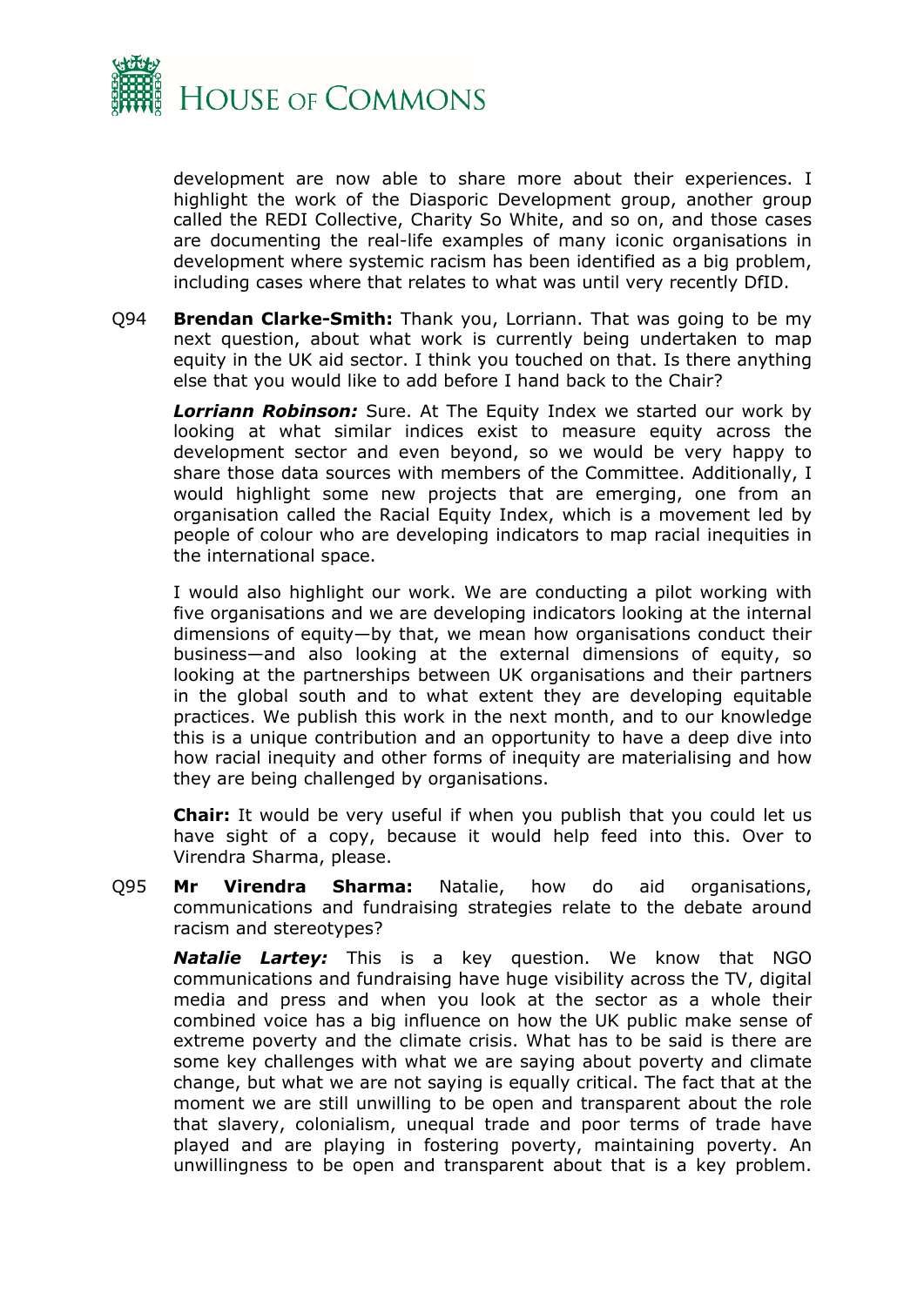development are now able to share more about their experiences. I highlight the work of the Diasporic Development group, another group called the REDI Collective, Charity So White, and so on, and those cases are documenting the real-life examples of many iconic organisations in development where systemic racism has been identified as a big problem, including cases where that relates to what was until very recently DfID.

Q94 **Brendan Clarke-Smith:** Thank you, Lorriann. That was going to be my next question, about what work is currently being undertaken to map equity in the UK aid sector. I think you touched on that. Is there anything else that you would like to add before I hand back to the Chair?

***Lorriann Robinson:*** Sure. At The Equity Index we started our work by looking at what similar indices exist to measure equity across the development sector and even beyond, so we would be very happy to share those data sources with members of the Committee. Additionally, I would highlight some new projects that are emerging, one from an organisation called the Racial Equity Index, which is a movement led by people of colour who are developing indicators to map racial inequities in the international space.

I would also highlight our work. We are conducting a pilot working with five organisations and we are developing indicators looking at the internal dimensions of equity—by that, we mean how organisations conduct their business—and also looking at the external dimensions of equity, so looking at the partnerships between UK organisations and their partners in the global south and to what extent they are developing equitable practices. We publish this work in the next month, and to our knowledge this is a unique contribution and an opportunity to have a deep dive into how racial inequity and other forms of inequity are materialising and how they are being challenged by organisations.

**Chair:** It would be very useful if when you publish that you could let us have sight of a copy, because it would help feed into this. Over to Virendra Sharma, please.

Q95 **Mr Virendra Sharma:** Natalie, how do aid organisations, communications and fundraising strategies relate to the debate around racism and stereotypes?

***Natalie Lartey:*** This is a key question. We know that NGO communications and fundraising have huge visibility across the TV, digital media and press and when you look at the sector as a whole their combined voice has a big influence on how the UK public make sense of extreme poverty and the climate crisis. What has to be said is there are some key challenges with what we are saying about poverty and climate change, but what we are not saying is equally critical. The fact that at the moment we are still unwilling to be open and transparent about the role that slavery, colonialism, unequal trade and poor terms of trade have played and are playing in fostering poverty, maintaining poverty. An unwillingness to be open and transparent about that is a key problem.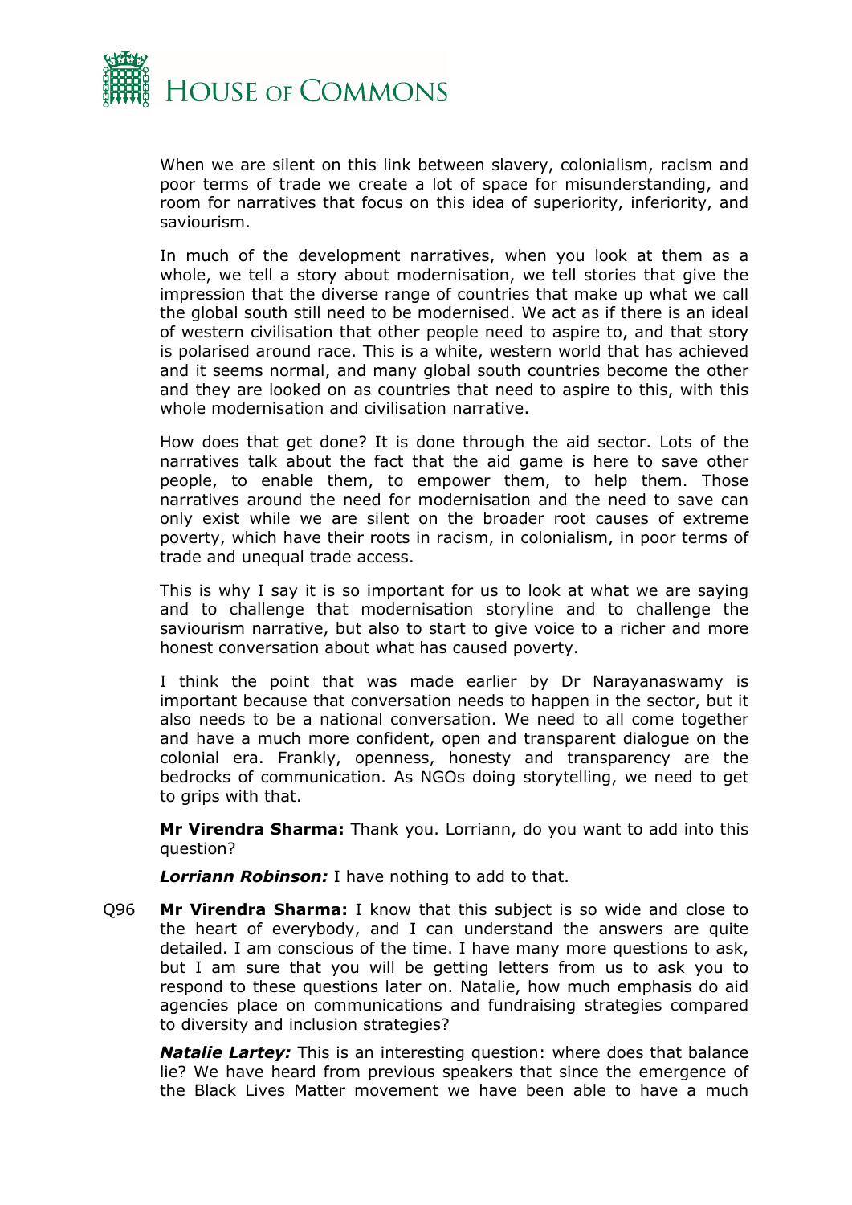When we are silent on this link between slavery, colonialism, racism and poor terms of trade we create a lot of space for misunderstanding, and room for narratives that focus on this idea of superiority, inferiority, and saviourism.

In much of the development narratives, when you look at them as a whole, we tell a story about modernisation, we tell stories that give the impression that the diverse range of countries that make up what we call the global south still need to be modernised. We act as if there is an ideal of western civilisation that other people need to aspire to, and that story is polarised around race. This is a white, western world that has achieved and it seems normal, and many global south countries become the other and they are looked on as countries that need to aspire to this, with this whole modernisation and civilisation narrative.

How does that get done? It is done through the aid sector. Lots of the narratives talk about the fact that the aid game is here to save other people, to enable them, to empower them, to help them. Those narratives around the need for modernisation and the need to save can only exist while we are silent on the broader root causes of extreme poverty, which have their roots in racism, in colonialism, in poor terms of trade and unequal trade access.

This is why I say it is so important for us to look at what we are saying and to challenge that modernisation storyline and to challenge the saviourism narrative, but also to start to give voice to a richer and more honest conversation about what has caused poverty.

I think the point that was made earlier by Dr Narayanaswamy is important because that conversation needs to happen in the sector, but it also needs to be a national conversation. We need to all come together and have a much more confident, open and transparent dialogue on the colonial era. Frankly, openness, honesty and transparency are the bedrocks of communication. As NGOs doing storytelling, we need to get to grips with that.

**Mr Virendra Sharma:** Thank you. Lorriann, do you want to add into this question?

***Lorriann Robinson:*** I have nothing to add to that.

Q96 **Mr Virendra Sharma:** I know that this subject is so wide and close to the heart of everybody, and I can understand the answers are quite detailed. I am conscious of the time. I have many more questions to ask, but I am sure that you will be getting letters from us to ask you to respond to these questions later on. Natalie, how much emphasis do aid agencies place on communications and fundraising strategies compared to diversity and inclusion strategies?

***Natalie Lartey:*** This is an interesting question: where does that balance lie? We have heard from previous speakers that since the emergence of the Black Lives Matter movement we have been able to have a much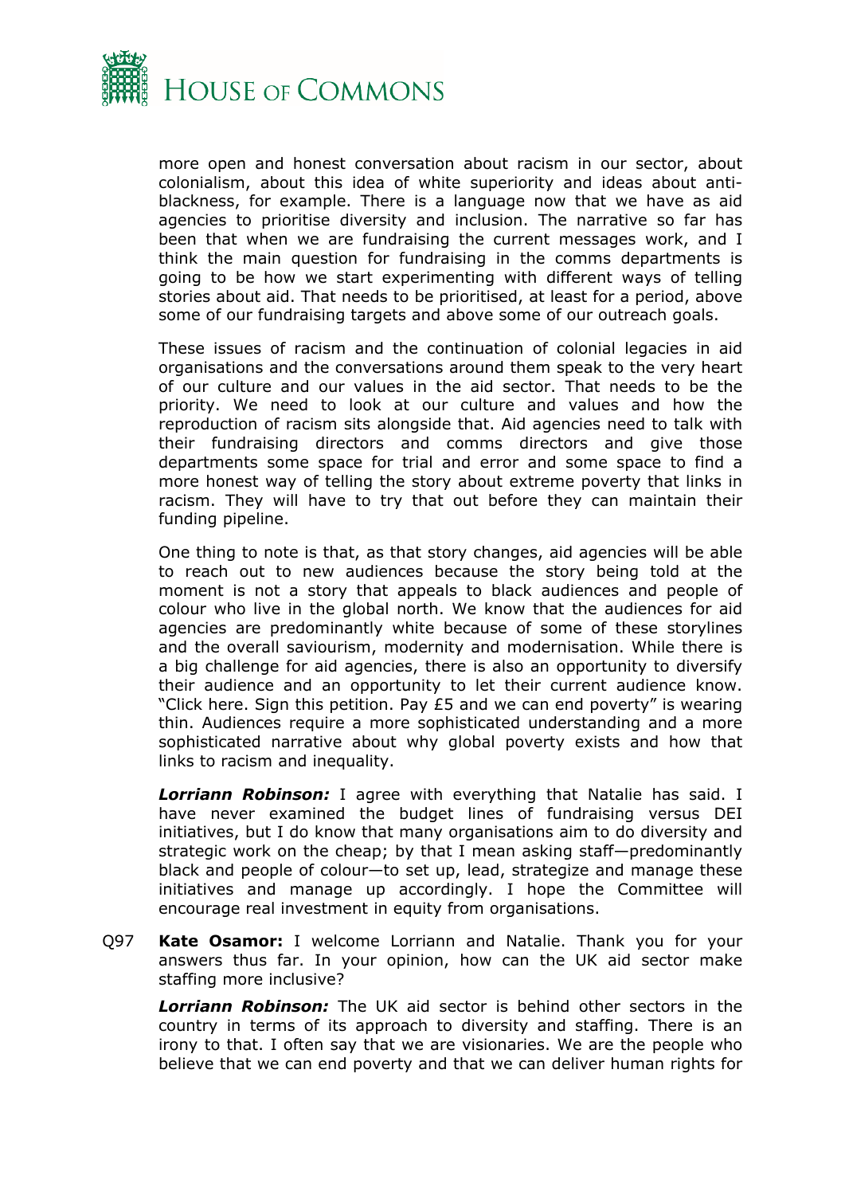more open and honest conversation about racism in our sector, about colonialism, about this idea of white superiority and ideas about anti-blackness, for example. There is a language now that we have as aid agencies to prioritise diversity and inclusion. The narrative so far has been that when we are fundraising the current messages work, and I think the main question for fundraising in the comms departments is going to be how we start experimenting with different ways of telling stories about aid. That needs to be prioritised, at least for a period, above some of our fundraising targets and above some of our outreach goals.

These issues of racism and the continuation of colonial legacies in aid organisations and the conversations around them speak to the very heart of our culture and our values in the aid sector. That needs to be the priority. We need to look at our culture and values and how the reproduction of racism sits alongside that. Aid agencies need to talk with their fundraising directors and comms directors and give those departments some space for trial and error and some space to find a more honest way of telling the story about extreme poverty that links in racism. They will have to try that out before they can maintain their funding pipeline.

One thing to note is that, as that story changes, aid agencies will be able to reach out to new audiences because the story being told at the moment is not a story that appeals to black audiences and people of colour who live in the global north. We know that the audiences for aid agencies are predominantly white because of some of these storylines and the overall saviourism, modernity and modernisation. While there is a big challenge for aid agencies, there is also an opportunity to diversify their audience and an opportunity to let their current audience know. "Click here. Sign this petition. Pay £5 and we can end poverty" is wearing thin. Audiences require a more sophisticated understanding and a more sophisticated narrative about why global poverty exists and how that links to racism and inequality.

***Lorriann Robinson:*** I agree with everything that Natalie has said. I have never examined the budget lines of fundraising versus DEI initiatives, but I do know that many organisations aim to do diversity and strategic work on the cheap; by that I mean asking staff—predominantly black and people of colour—to set up, lead, strategize and manage these initiatives and manage up accordingly. I hope the Committee will encourage real investment in equity from organisations.

Q97 **Kate Osamor:** I welcome Lorriann and Natalie. Thank you for your answers thus far. In your opinion, how can the UK aid sector make staffing more inclusive?

***Lorriann Robinson:*** The UK aid sector is behind other sectors in the country in terms of its approach to diversity and staffing. There is an irony to that. I often say that we are visionaries. We are the people who believe that we can end poverty and that we can deliver human rights for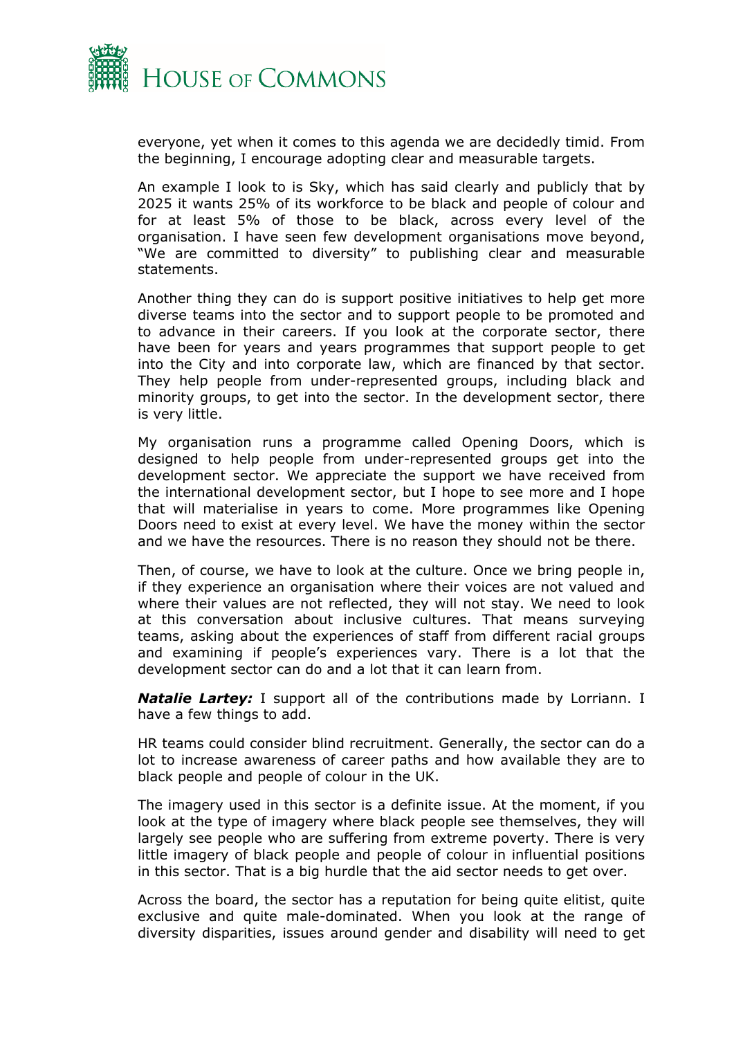everyone, yet when it comes to this agenda we are decidedly timid. From the beginning, I encourage adopting clear and measurable targets.

An example I look to is Sky, which has said clearly and publicly that by 2025 it wants 25% of its workforce to be black and people of colour and for at least 5% of those to be black, across every level of the organisation. I have seen few development organisations move beyond, "We are committed to diversity" to publishing clear and measurable statements.

Another thing they can do is support positive initiatives to help get more diverse teams into the sector and to support people to be promoted and to advance in their careers. If you look at the corporate sector, there have been for years and years programmes that support people to get into the City and into corporate law, which are financed by that sector. They help people from under-represented groups, including black and minority groups, to get into the sector. In the development sector, there is very little.

My organisation runs a programme called Opening Doors, which is designed to help people from under-represented groups get into the development sector. We appreciate the support we have received from the international development sector, but I hope to see more and I hope that will materialise in years to come. More programmes like Opening Doors need to exist at every level. We have the money within the sector and we have the resources. There is no reason they should not be there.

Then, of course, we have to look at the culture. Once we bring people in, if they experience an organisation where their voices are not valued and where their values are not reflected, they will not stay. We need to look at this conversation about inclusive cultures. That means surveying teams, asking about the experiences of staff from different racial groups and examining if people's experiences vary. There is a lot that the development sector can do and a lot that it can learn from.

***Natalie Lartey:*** I support all of the contributions made by Lorriann. I have a few things to add.

HR teams could consider blind recruitment. Generally, the sector can do a lot to increase awareness of career paths and how available they are to black people and people of colour in the UK.

The imagery used in this sector is a definite issue. At the moment, if you look at the type of imagery where black people see themselves, they will largely see people who are suffering from extreme poverty. There is very little imagery of black people and people of colour in influential positions in this sector. That is a big hurdle that the aid sector needs to get over.

Across the board, the sector has a reputation for being quite elitist, quite exclusive and quite male-dominated. When you look at the range of diversity disparities, issues around gender and disability will need to get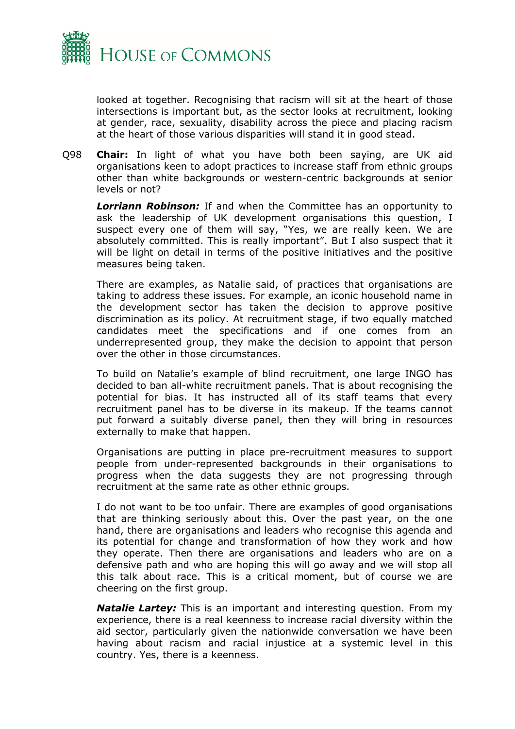looked at together. Recognising that racism will sit at the heart of those intersections is important but, as the sector looks at recruitment, looking at gender, race, sexuality, disability across the piece and placing racism at the heart of those various disparities will stand it in good stead.

Q98 **Chair:** In light of what you have both been saying, are UK aid organisations keen to adopt practices to increase staff from ethnic groups other than white backgrounds or western-centric backgrounds at senior levels or not?

***Lorriann Robinson:*** If and when the Committee has an opportunity to ask the leadership of UK development organisations this question, I suspect every one of them will say, "Yes, we are really keen. We are absolutely committed. This is really important". But I also suspect that it will be light on detail in terms of the positive initiatives and the positive measures being taken.

There are examples, as Natalie said, of practices that organisations are taking to address these issues. For example, an iconic household name in the development sector has taken the decision to approve positive discrimination as its policy. At recruitment stage, if two equally matched candidates meet the specifications and if one comes from an underrepresented group, they make the decision to appoint that person over the other in those circumstances.

To build on Natalie's example of blind recruitment, one large INGO has decided to ban all-white recruitment panels. That is about recognising the potential for bias. It has instructed all of its staff teams that every recruitment panel has to be diverse in its makeup. If the teams cannot put forward a suitably diverse panel, then they will bring in resources externally to make that happen.

Organisations are putting in place pre-recruitment measures to support people from under-represented backgrounds in their organisations to progress when the data suggests they are not progressing through recruitment at the same rate as other ethnic groups.

I do not want to be too unfair. There are examples of good organisations that are thinking seriously about this. Over the past year, on the one hand, there are organisations and leaders who recognise this agenda and its potential for change and transformation of how they work and how they operate. Then there are organisations and leaders who are on a defensive path and who are hoping this will go away and we will stop all this talk about race. This is a critical moment, but of course we are cheering on the first group.

***Natalie Lartey:*** This is an important and interesting question. From my experience, there is a real keenness to increase racial diversity within the aid sector, particularly given the nationwide conversation we have been having about racism and racial injustice at a systemic level in this country. Yes, there is a keenness.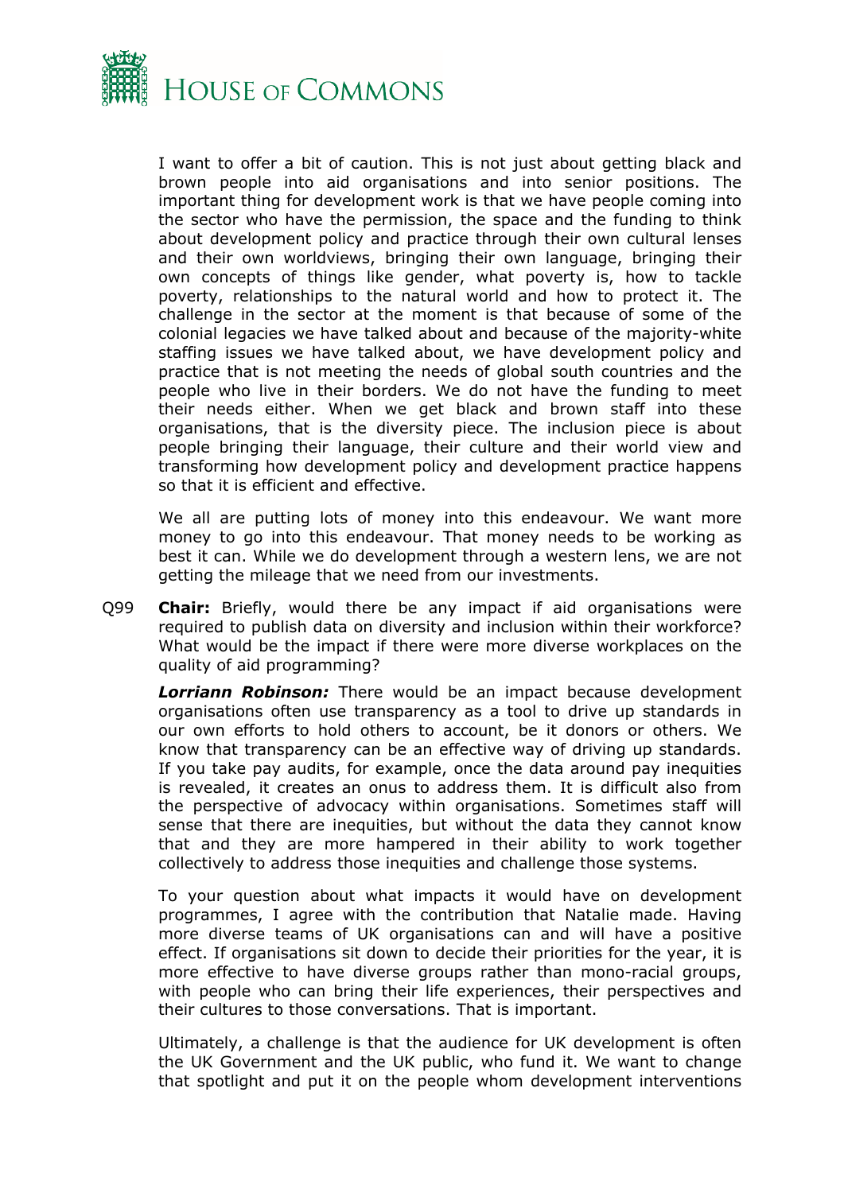I want to offer a bit of caution. This is not just about getting black and brown people into aid organisations and into senior positions. The important thing for development work is that we have people coming into the sector who have the permission, the space and the funding to think about development policy and practice through their own cultural lenses and their own worldviews, bringing their own language, bringing their own concepts of things like gender, what poverty is, how to tackle poverty, relationships to the natural world and how to protect it. The challenge in the sector at the moment is that because of some of the colonial legacies we have talked about and because of the majority-white staffing issues we have talked about, we have development policy and practice that is not meeting the needs of global south countries and the people who live in their borders. We do not have the funding to meet their needs either. When we get black and brown staff into these organisations, that is the diversity piece. The inclusion piece is about people bringing their language, their culture and their world view and transforming how development policy and development practice happens so that it is efficient and effective.

We all are putting lots of money into this endeavour. We want more money to go into this endeavour. That money needs to be working as best it can. While we do development through a western lens, we are not getting the mileage that we need from our investments.

Q99 **Chair:** Briefly, would there be any impact if aid organisations were required to publish data on diversity and inclusion within their workforce? What would be the impact if there were more diverse workplaces on the quality of aid programming?

***Lorriann Robinson:*** There would be an impact because development organisations often use transparency as a tool to drive up standards in our own efforts to hold others to account, be it donors or others. We know that transparency can be an effective way of driving up standards. If you take pay audits, for example, once the data around pay inequities is revealed, it creates an onus to address them. It is difficult also from the perspective of advocacy within organisations. Sometimes staff will sense that there are inequities, but without the data they cannot know that and they are more hampered in their ability to work together collectively to address those inequities and challenge those systems.

To your question about what impacts it would have on development programmes, I agree with the contribution that Natalie made. Having more diverse teams of UK organisations can and will have a positive effect. If organisations sit down to decide their priorities for the year, it is more effective to have diverse groups rather than mono-racial groups, with people who can bring their life experiences, their perspectives and their cultures to those conversations. That is important.

Ultimately, a challenge is that the audience for UK development is often the UK Government and the UK public, who fund it. We want to change that spotlight and put it on the people whom development interventions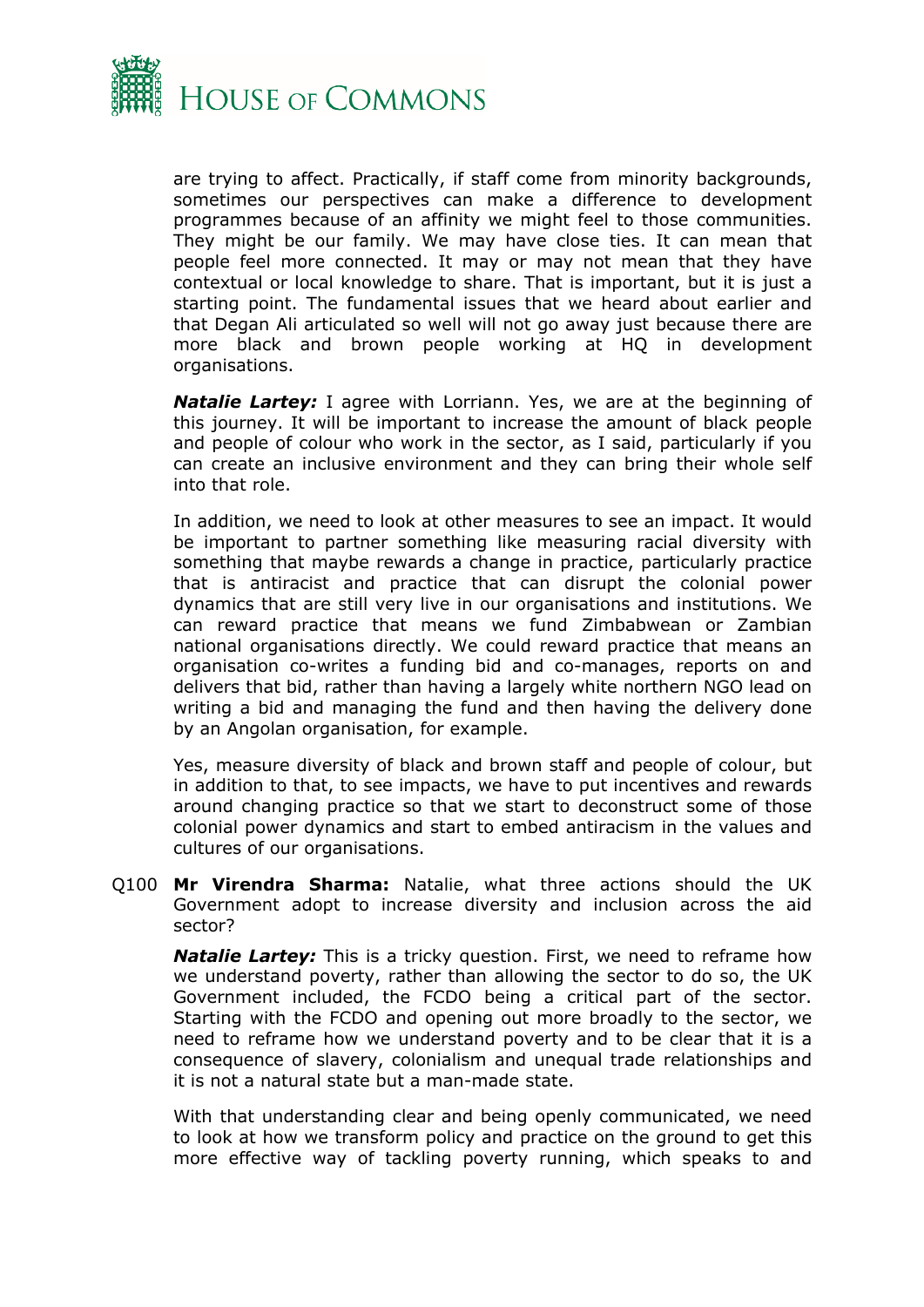are trying to affect. Practically, if staff come from minority backgrounds, sometimes our perspectives can make a difference to development programmes because of an affinity we might feel to those communities. They might be our family. We may have close ties. It can mean that people feel more connected. It may or may not mean that they have contextual or local knowledge to share. That is important, but it is just a starting point. The fundamental issues that we heard about earlier and that Degan Ali articulated so well will not go away just because there are more black and brown people working at HQ in development organisations.

***Natalie Lartey:*** I agree with Lorriann. Yes, we are at the beginning of this journey. It will be important to increase the amount of black people and people of colour who work in the sector, as I said, particularly if you can create an inclusive environment and they can bring their whole self into that role.

In addition, we need to look at other measures to see an impact. It would be important to partner something like measuring racial diversity with something that maybe rewards a change in practice, particularly practice that is antiracist and practice that can disrupt the colonial power dynamics that are still very live in our organisations and institutions. We can reward practice that means we fund Zimbabwean or Zambian national organisations directly. We could reward practice that means an organisation co-writes a funding bid and co-manages, reports on and delivers that bid, rather than having a largely white northern NGO lead on writing a bid and managing the fund and then having the delivery done by an Angolan organisation, for example.

Yes, measure diversity of black and brown staff and people of colour, but in addition to that, to see impacts, we have to put incentives and rewards around changing practice so that we start to deconstruct some of those colonial power dynamics and start to embed antiracism in the values and cultures of our organisations.

Q100 **Mr Virendra Sharma:** Natalie, what three actions should the UK Government adopt to increase diversity and inclusion across the aid sector?

***Natalie Lartey:*** This is a tricky question. First, we need to reframe how we understand poverty, rather than allowing the sector to do so, the UK Government included, the FCDO being a critical part of the sector. Starting with the FCDO and opening out more broadly to the sector, we need to reframe how we understand poverty and to be clear that it is a consequence of slavery, colonialism and unequal trade relationships and it is not a natural state but a man-made state.

With that understanding clear and being openly communicated, we need to look at how we transform policy and practice on the ground to get this more effective way of tackling poverty running, which speaks to and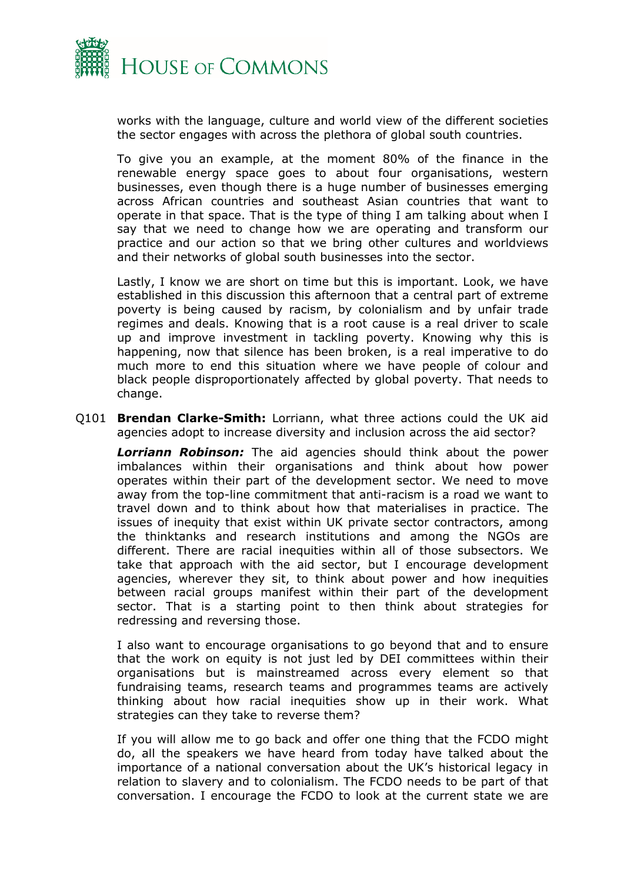works with the language, culture and world view of the different societies the sector engages with across the plethora of global south countries.

To give you an example, at the moment 80% of the finance in the renewable energy space goes to about four organisations, western businesses, even though there is a huge number of businesses emerging across African countries and southeast Asian countries that want to operate in that space. That is the type of thing I am talking about when I say that we need to change how we are operating and transform our practice and our action so that we bring other cultures and worldviews and their networks of global south businesses into the sector.

Lastly, I know we are short on time but this is important. Look, we have established in this discussion this afternoon that a central part of extreme poverty is being caused by racism, by colonialism and by unfair trade regimes and deals. Knowing that is a root cause is a real driver to scale up and improve investment in tackling poverty. Knowing why this is happening, now that silence has been broken, is a real imperative to do much more to end this situation where we have people of colour and black people disproportionately affected by global poverty. That needs to change.

Q101 **Brendan Clarke-Smith:** Lorriann, what three actions could the UK aid agencies adopt to increase diversity and inclusion across the aid sector?

***Lorriann Robinson:*** The aid agencies should think about the power imbalances within their organisations and think about how power operates within their part of the development sector. We need to move away from the top-line commitment that anti-racism is a road we want to travel down and to think about how that materialises in practice. The issues of inequity that exist within UK private sector contractors, among the thinktanks and research institutions and among the NGOs are different. There are racial inequities within all of those subsectors. We take that approach with the aid sector, but I encourage development agencies, wherever they sit, to think about power and how inequities between racial groups manifest within their part of the development sector. That is a starting point to then think about strategies for redressing and reversing those.

I also want to encourage organisations to go beyond that and to ensure that the work on equity is not just led by DEI committees within their organisations but is mainstreamed across every element so that fundraising teams, research teams and programmes teams are actively thinking about how racial inequities show up in their work. What strategies can they take to reverse them?

If you will allow me to go back and offer one thing that the FCDO might do, all the speakers we have heard from today have talked about the importance of a national conversation about the UK's historical legacy in relation to slavery and to colonialism. The FCDO needs to be part of that conversation. I encourage the FCDO to look at the current state we are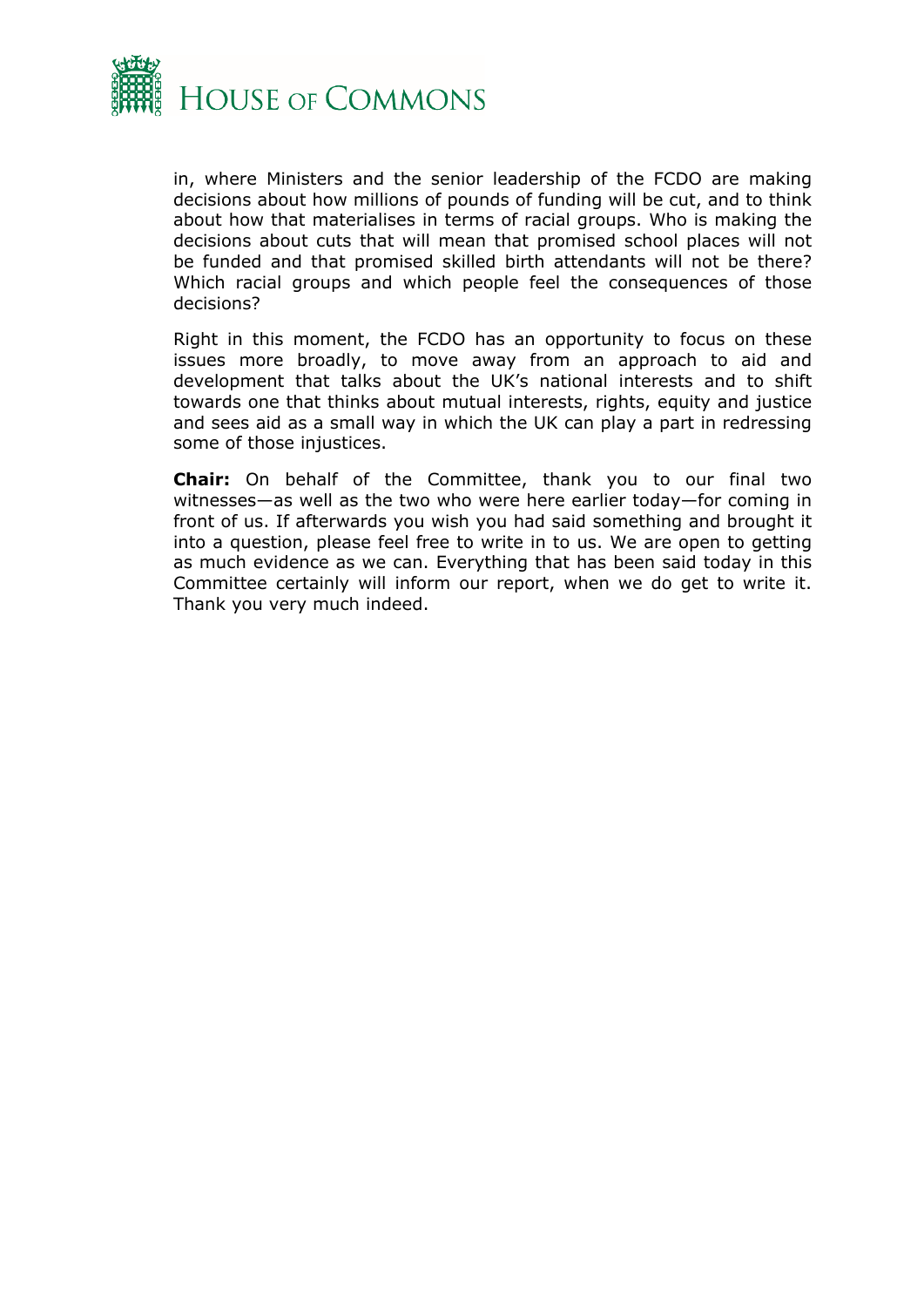in, where Ministers and the senior leadership of the FCDO are making decisions about how millions of pounds of funding will be cut, and to think about how that materialises in terms of racial groups. Who is making the decisions about cuts that will mean that promised school places will not be funded and that promised skilled birth attendants will not be there? Which racial groups and which people feel the consequences of those decisions?

Right in this moment, the FCDO has an opportunity to focus on these issues more broadly, to move away from an approach to aid and development that talks about the UK's national interests and to shift towards one that thinks about mutual interests, rights, equity and justice and sees aid as a small way in which the UK can play a part in redressing some of those injustices.

**Chair:** On behalf of the Committee, thank you to our final two witnesses—as well as the two who were here earlier today—for coming in front of us. If afterwards you wish you had said something and brought it into a question, please feel free to write in to us. We are open to getting as much evidence as we can. Everything that has been said today in this Committee certainly will inform our report, when we do get to write it. Thank you very much indeed.